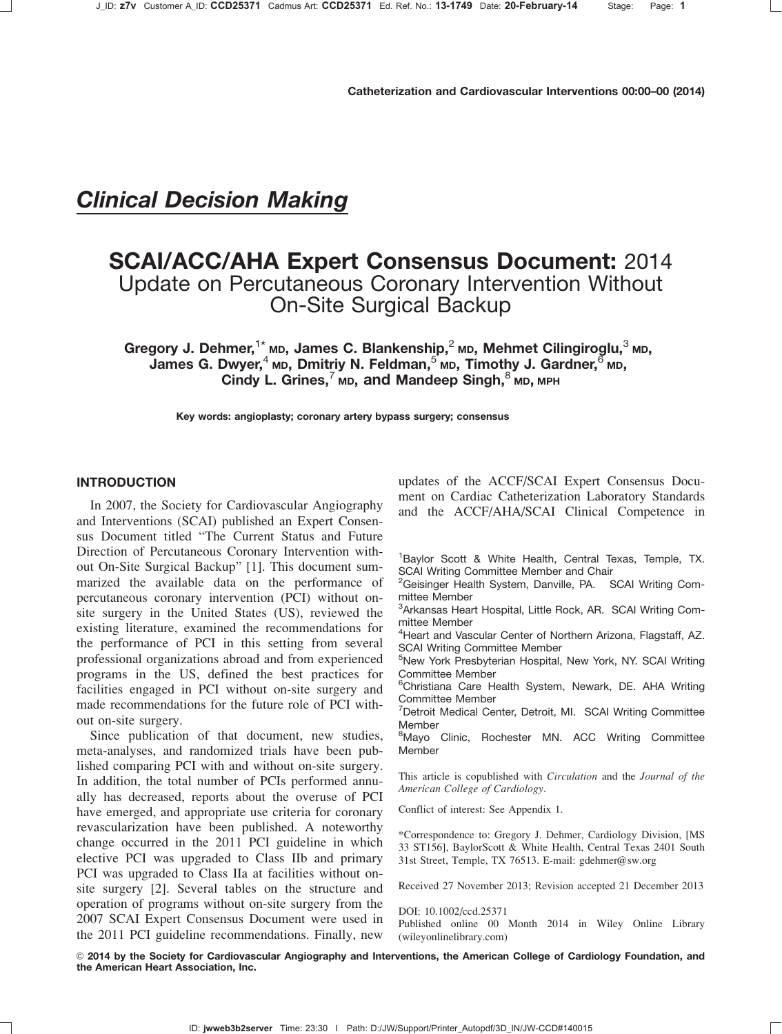*Clinical Decision Making*

# SCAI/ACC/AHA Expert Consensus Document: 2014 Update on Percutaneous Coronary Intervention Without On-Site Surgical Backup

**Gregory J. Dehmer,[1*] MD, James C. Blankenship,[2] MD, Mehmet Cilingiroglu,[3] MD, James G. Dwyer,[4] MD, Dmitriy N. Feldman,[5] MD, Timothy J. Gardner,[6] MD, Cindy L. Grines,[7] MD, and Mandeep Singh,[8] MD, MPH**

**Key words: angioplasty; coronary artery bypass surgery; consensus**

## INTRODUCTION

In 2007, the Society for Cardiovascular Angiography and Interventions (SCAI) published an Expert Consensus Document titled "The Current Status and Future Direction of Percutaneous Coronary Intervention without On-Site Surgical Backup" [1]. This document summarized the available data on the performance of percutaneous coronary intervention (PCI) without on-site surgery in the United States (US), reviewed the existing literature, examined the recommendations for the performance of PCI in this setting from several professional organizations abroad and from experienced programs in the US, defined the best practices for facilities engaged in PCI without on-site surgery and made recommendations for the future role of PCI without on-site surgery.

Since publication of that document, new studies, meta-analyses, and randomized trials have been published comparing PCI with and without on-site surgery. In addition, the total number of PCIs performed annually has decreased, reports about the overuse of PCI have emerged, and appropriate use criteria for coronary revascularization have been published. A noteworthy change occurred in the 2011 PCI guideline in which elective PCI was upgraded to Class IIb and primary PCI was upgraded to Class IIa at facilities without on-site surgery [2]. Several tables on the structure and operation of programs without on-site surgery from the 2007 SCAI Expert Consensus Document were used in the 2011 PCI guideline recommendations. Finally, new updates of the ACCF/SCAI Expert Consensus Document on Cardiac Catheterization Laboratory Standards and the ACCF/AHA/SCAI Clinical Competence in

---

[1]Baylor Scott & White Health, Central Texas, Temple, TX. SCAI Writing Committee Member and Chair

[2]Geisinger Health System, Danville, PA. SCAI Writing Committee Member

[3]Arkansas Heart Hospital, Little Rock, AR. SCAI Writing Committee Member

[4]Heart and Vascular Center of Northern Arizona, Flagstaff, AZ. SCAI Writing Committee Member

[5]New York Presbyterian Hospital, New York, NY. SCAI Writing Committee Member

[6]Christiana Care Health System, Newark, DE. AHA Writing Committee Member

[7]Detroit Medical Center, Detroit, MI. SCAI Writing Committee Member

[8]Mayo Clinic, Rochester MN. ACC Writing Committee Member

This article is copublished with *Circulation* and the *Journal of the American College of Cardiology*.

Conflict of interest: See Appendix 1.

*Correspondence to: Gregory J. Dehmer, Cardiology Division, [MS 33 ST156], BaylorScott & White Health, Central Texas 2401 South 31st Street, Temple, TX 76513. E-mail: gdehmer@sw.org

Received 27 November 2013; Revision accepted 21 December 2013

DOI: 10.1002/ccd.25371

Published online 00 Month 2014 in Wiley Online Library (wileyonlinelibrary.com)

© 2014 by the Society for Cardiovascular Angiography and Interventions, the American College of Cardiology Foundation, and the American Heart Association, Inc.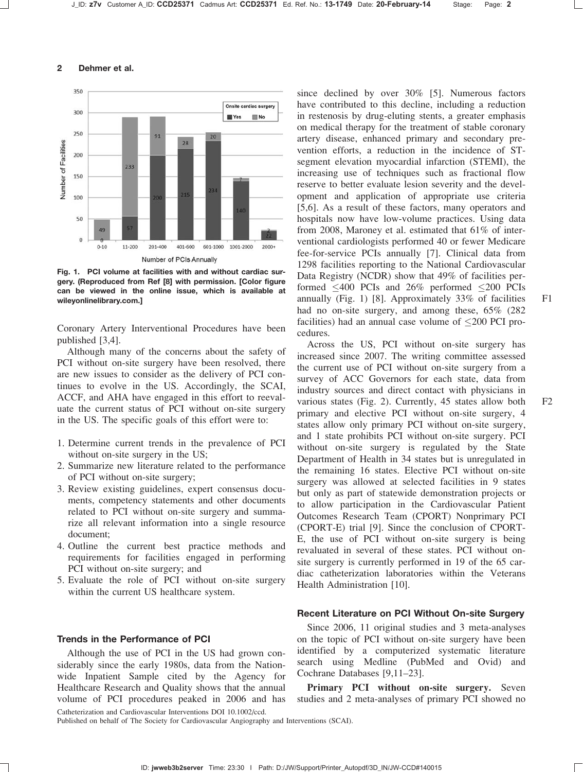Fig. 1. PCI volume at facilities with and without cardiac surgery. (Reproduced from Ref [8] with permission. [Color figure can be viewed in the online issue, which is available at wileyonlinelibrary.com.]

Coronary Artery Interventional Procedures have been published [3,4].

Although many of the concerns about the safety of PCI without on-site surgery have been resolved, there are new issues to consider as the delivery of PCI continues to evolve in the US. Accordingly, the SCAI, ACCF, and AHA have engaged in this effort to reevaluate the current status of PCI without on-site surgery in the US. The specific goals of this effort were to:

1. Determine current trends in the prevalence of PCI without on-site surgery in the US;
2. Summarize new literature related to the performance of PCI without on-site surgery;
3. Review existing guidelines, expert consensus documents, competency statements and other documents related to PCI without on-site surgery and summarize all relevant information into a single resource document;
4. Outline the current best practice methods and requirements for facilities engaged in performing PCI without on-site surgery; and
5. Evaluate the role of PCI without on-site surgery within the current US healthcare system.

## Trends in the Performance of PCI

Although the use of PCI in the US had grown considerably since the early 1980s, data from the Nationwide Inpatient Sample cited by the Agency for Healthcare Research and Quality shows that the annual volume of PCI procedures peaked in 2006 and has since declined by over 30% [5]. Numerous factors have contributed to this decline, including a reduction in restenosis by drug-eluting stents, a greater emphasis on medical therapy for the treatment of stable coronary artery disease, enhanced primary and secondary prevention efforts, a reduction in the incidence of ST-segment elevation myocardial infarction (STEMI), the increasing use of techniques such as fractional flow reserve to better evaluate lesion severity and the development and application of appropriate use criteria [5,6]. As a result of these factors, many operators and hospitals now have low-volume practices. Using data from 2008, Maroney et al. estimated that 61% of interventional cardiologists performed 40 or fewer Medicare fee-for-service PCIs annually [7]. Clinical data from 1298 facilities reporting to the National Cardiovascular Data Registry (NCDR) show that 49% of facilities performed ≤400 PCIs and 26% performed ≤200 PCIs annually (Fig. 1) [8]. Approximately 33% of facilities had no on-site surgery, and among these, 65% (282 facilities) had an annual case volume of ≤200 PCI procedures.

Across the US, PCI without on-site surgery has increased since 2007. The writing committee assessed the current use of PCI without on-site surgery from a survey of ACC Governors for each state, data from industry sources and direct contact with physicians in various states (Fig. 2). Currently, 45 states allow both primary and elective PCI without on-site surgery, 4 states allow only primary PCI without on-site surgery, and 1 state prohibits PCI without on-site surgery. PCI without on-site surgery is regulated by the State Department of Health in 34 states but is unregulated in the remaining 16 states. Elective PCI without on-site surgery was allowed at selected facilities in 9 states but only as part of statewide demonstration projects or to allow participation in the Cardiovascular Patient Outcomes Research Team (CPORT) Nonprimary PCI (CPORT-E) trial [9]. Since the conclusion of CPORT-E, the use of PCI without on-site surgery is being revaluated in several of these states. PCI without on-site surgery is currently performed in 19 of the 65 cardiac catheterization laboratories within the Veterans Health Administration [10].

## Recent Literature on PCI Without On-site Surgery

Since 2006, 11 original studies and 3 meta-analyses on the topic of PCI without on-site surgery have been identified by a computerized systematic literature search using Medline (PubMed and Ovid) and Cochrane Databases [9,11–23].

**Primary PCI without on-site surgery.** Seven studies and 2 meta-analyses of primary PCI showed no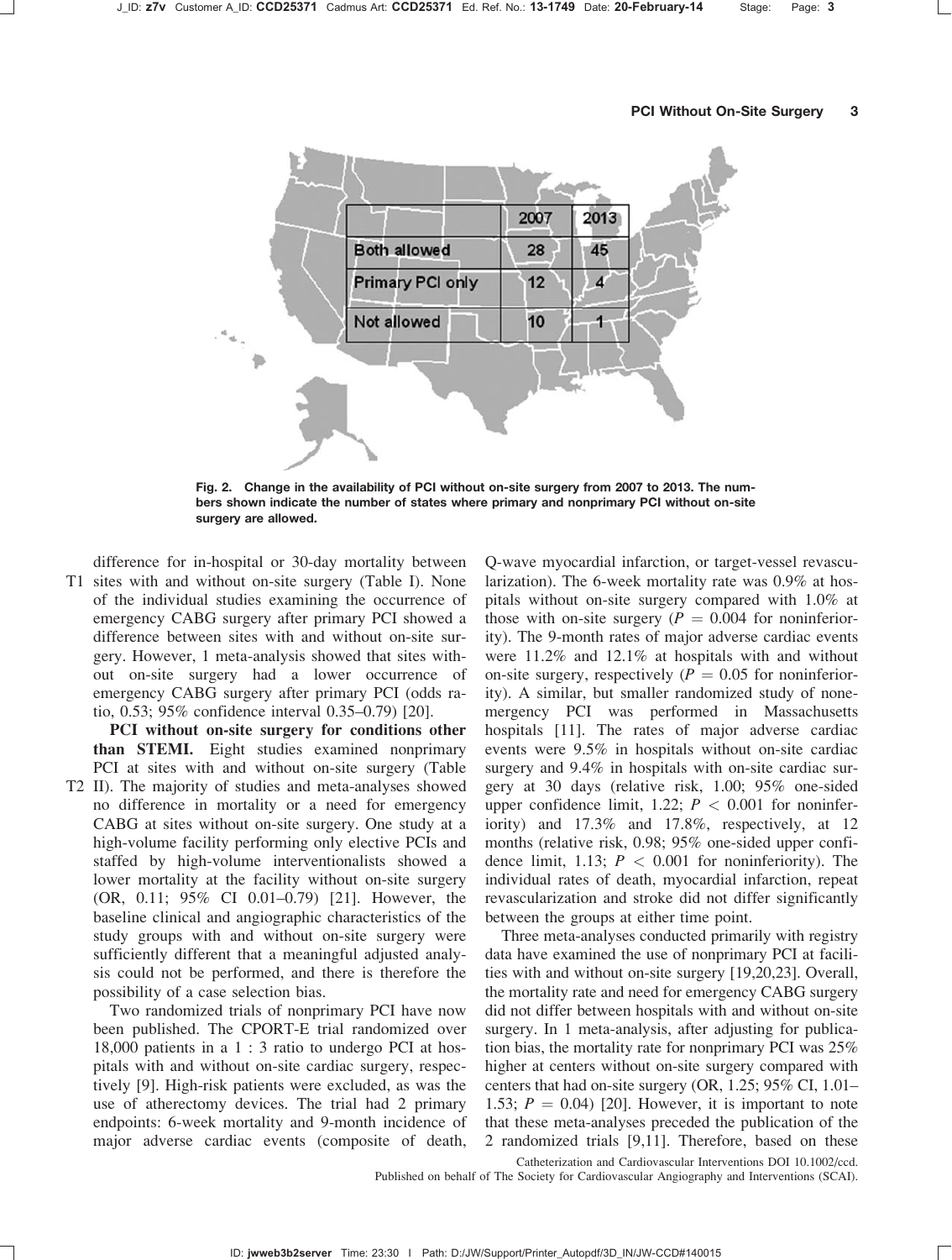|  | 2007 | 2013 |
|---|---|---|
| Both allowed | 28 | 45 |
| Primary PCI only | 12 | 4 |
| Not allowed | 10 | 1 |

**Fig. 2. Change in the availability of PCI without on-site surgery from 2007 to 2013. The numbers shown indicate the number of states where primary and nonprimary PCI without on-site surgery are allowed.**

difference for in-hospital or 30-day mortality between sites with and without on-site surgery (Table I). None of the individual studies examining the occurrence of emergency CABG surgery after primary PCI showed a difference between sites with and without on-site surgery. However, 1 meta-analysis showed that sites without on-site surgery had a lower occurrence of emergency CABG surgery after primary PCI (odds ratio, 0.53; 95% confidence interval 0.35–0.79) [20].

**PCI without on-site surgery for conditions other than STEMI.** Eight studies examined nonprimary PCI at sites with and without on-site surgery (Table II). The majority of studies and meta-analyses showed no difference in mortality or a need for emergency CABG at sites without on-site surgery. One study at a high-volume facility performing only elective PCIs and staffed by high-volume interventionalists showed a lower mortality at the facility without on-site surgery (OR, 0.11; 95% CI 0.01–0.79) [21]. However, the baseline clinical and angiographic characteristics of the study groups with and without on-site surgery were sufficiently different that a meaningful adjusted analysis could not be performed, and there is therefore the possibility of a case selection bias.

Two randomized trials of nonprimary PCI have now been published. The CPORT-E trial randomized over 18,000 patients in a 1 : 3 ratio to undergo PCI at hospitals with and without on-site cardiac surgery, respectively [9]. High-risk patients were excluded, as was the use of atherectomy devices. The trial had 2 primary endpoints: 6-week mortality and 9-month incidence of major adverse cardiac events (composite of death, Q-wave myocardial infarction, or target-vessel revascularization). The 6-week mortality rate was 0.9% at hospitals without on-site surgery compared with 1.0% at those with on-site surgery ($P = 0.004$ for noninferiority). The 9-month rates of major adverse cardiac events were 11.2% and 12.1% at hospitals with and without on-site surgery, respectively ($P = 0.05$ for noninferiority). A similar, but smaller randomized study of nonemergency PCI was performed in Massachusetts hospitals [11]. The rates of major adverse cardiac events were 9.5% in hospitals without on-site cardiac surgery and 9.4% in hospitals with on-site cardiac surgery at 30 days (relative risk, 1.00; 95% one-sided upper confidence limit, 1.22; $P < 0.001$ for noninferiority) and 17.3% and 17.8%, respectively, at 12 months (relative risk, 0.98; 95% one-sided upper confidence limit, 1.13; $P < 0.001$ for noninferiority). The individual rates of death, myocardial infarction, repeat revascularization and stroke did not differ significantly between the groups at either time point.

Three meta-analyses conducted primarily with registry data have examined the use of nonprimary PCI at facilities with and without on-site surgery [19,20,23]. Overall, the mortality rate and need for emergency CABG surgery did not differ between hospitals with and without on-site surgery. In 1 meta-analysis, after adjusting for publication bias, the mortality rate for nonprimary PCI was 25% higher at centers without on-site surgery compared with centers that had on-site surgery (OR, 1.25; 95% CI, 1.01–1.53; $P = 0.04$) [20]. However, it is important to note that these meta-analyses preceded the publication of the 2 randomized trials [9,11]. Therefore, based on these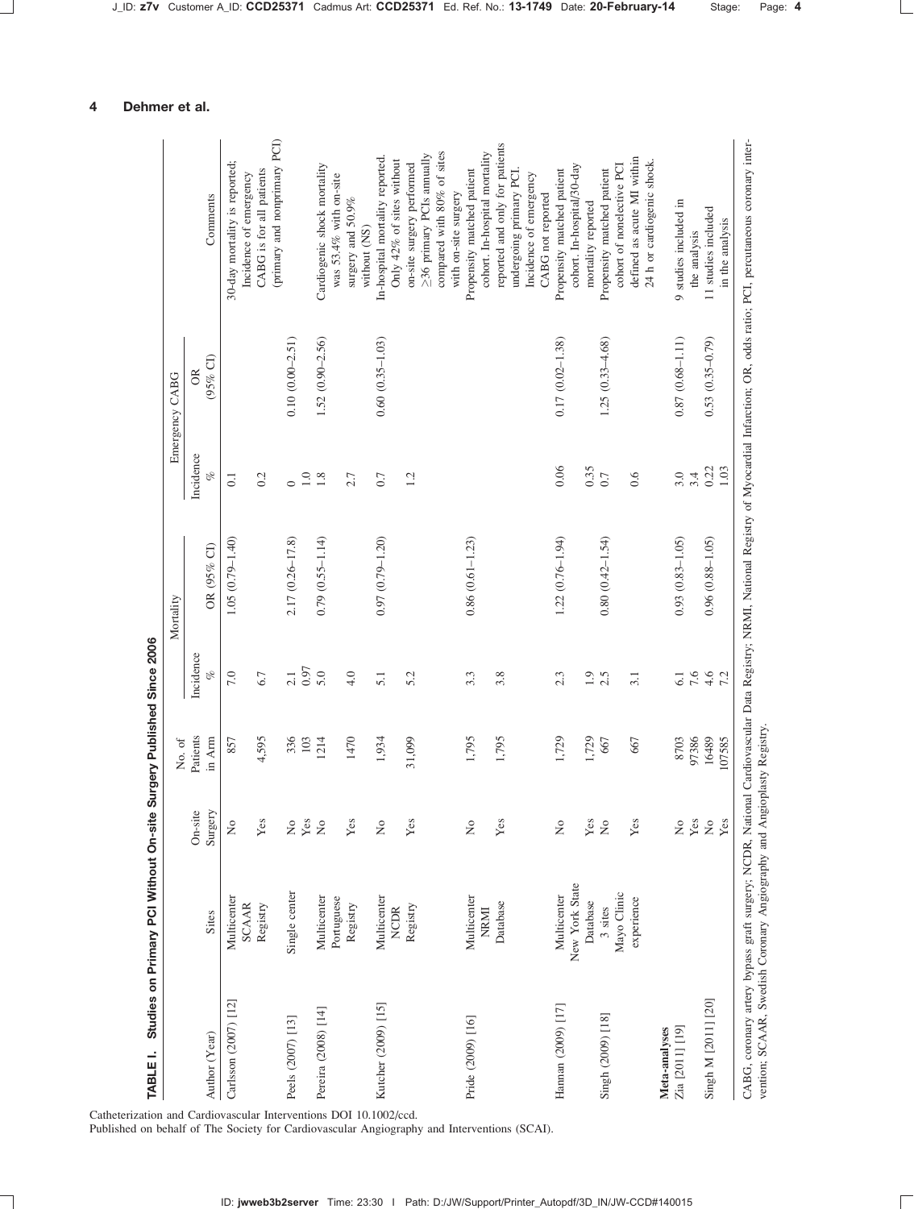**TABLE I. Studies on Primary PCI Without On-site Surgery Published Since 2006**

| Author (Year) | Sites | On-site Surgery | No. of Patients in Arm | Mortality | | Emergency CABG | | Comments |
|---|---|---|---|---|---|---|---|---|
| | | | | Incidence % | OR (95% CI) | Incidence % | OR (95% CI) | |
| Carlsson (2007) [12] | Multicenter SCAAR Registry | No | 857 | 7.0 | 1.05 (0.79–1.40) | 0.1 | | 30-day mortality is reported; Incidence of emergency CABG is for all patients (primary and nonprimary PCI) |
| | | Yes | 4,595 | 6.7 | | 0.2 | | |
| Peels (2007) [13] | Single center | No | 336 | 2.1 | 2.17 (0.26–17.8) | 0 | 0.10 (0.00–2.51) | |
| | | Yes | 103 | 0.97 | | 1.0 | | |
| Pereira (2008) [14] | Multicenter Portuguese Registry | No | 1214 | 5.0 | 0.79 (0.55–1.14) | 1.8 | 1.52 (0.90–2.56) | Cardiogenic shock mortality was 53.4% with on-site surgery and 50.9% without (NS) |
| | | Yes | 1470 | 4.0 | | 2.7 | | |
| Kutcher (2009) [15] | Multicenter NCDR Registry | No | 1,934 | 5.1 | 0.97 (0.79–1.20) | 0.7 | 0.60 (0.35–1.03) | In-hospital mortality reported. Only 42% of sites without on-site surgery performed ≥36 primary PCIs annually compared with 80% of sites with on-site surgery |
| | | Yes | 31,099 | 5.2 | | 1.2 | | |
| Pride (2009) [16] | Multicenter NRMI Database | No | 1,795 | 3.3 | 0.86 (0.61–1.23) | | | Propensity matched patient cohort. In-hospital mortality reported and only for patients undergoing primary PCI. Incidence of emergency CABG not reported |
| | | Yes | 1,795 | 3.8 | | | | |
| Hannan (2009) [17] | Multicenter New York State Database | No | 1,729 | 2.3 | 1.22 (0.76–1.94) | 0.06 | 0.17 (0.02–1.38) | Propensity matched patient cohort. In-hospital/30-day mortality reported |
| | | Yes | 1,729 | 1.9 | | 0.35 | | |
| Singh (2009) [18] | 3 sites Mayo Clinic experience | No | 667 | 2.5 | 0.80 (0.42–1.54) | 0.7 | 1.25 (0.33–4.68) | Propensity matched patient cohort of nonelective PCI defined as acute MI within 24 h or cardiogenic shock. |
| | | Yes | 667 | 3.1 | | 0.6 | | |
| **Meta-analyses** | | | | | | | | |
| Zia [2011] [19] | | No | 8703 | 6.1 | 0.93 (0.83–1.05) | 3.0 | 0.87 (0.68–1.11) | 9 studies included in the analysis |
| | | Yes | 97386 | 7.6 | | 3.4 | | |
| Singh M [2011] [20] | | No | 16489 | 4.6 | 0.96 (0.88–1.05) | 0.22 | 0.53 (0.35–0.79) | 11 studies included in the analysis |
| | | Yes | 107585 | 7.2 | | 1.03 | | |

CABG, coronary artery bypass graft surgery; NCDR, National Cardiovascular Data Registry; NRMI, National Registry of Myocardial Infarction; OR, odds ratio; PCI, percutaneous coronary intervention; SCAAR, Swedish Coronary Angiography and Angioplasty Registry.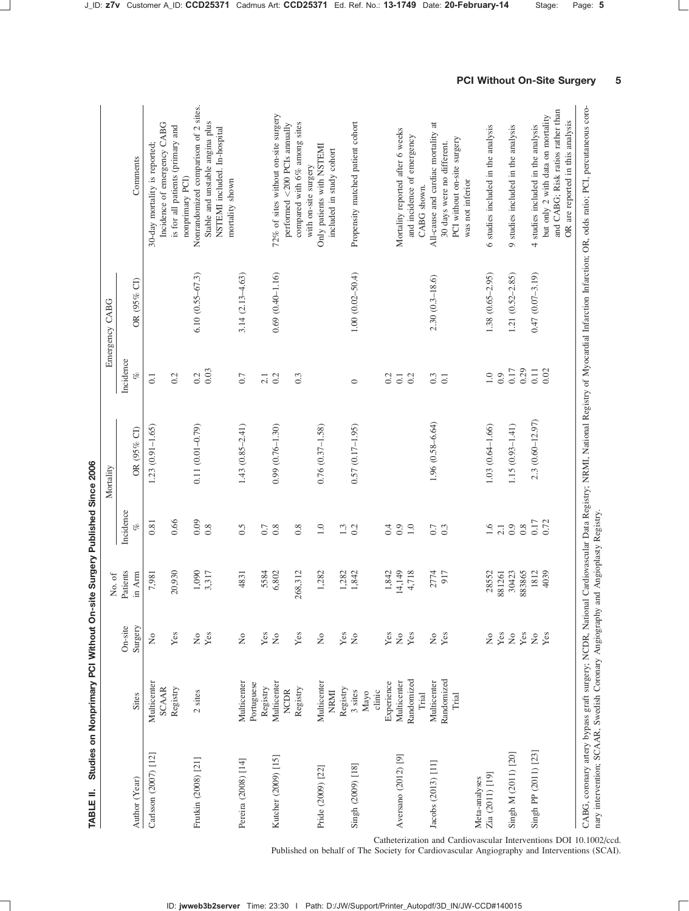**TABLE II. Studies on Nonprimary PCI Without On-site Surgery Published Since 2006**

| Author (Year) | Sites | On-site Surgery | No. of Patients in Arm | Mortality | | Emergency CABG | | Comments |
|---|---|---|---|---|---|---|---|---|
| | | | | Incidence % | OR (95% CI) | Incidence % | OR (95% CI) | |
| Carlsson (2007) [12] | Multicenter SCAAR Registry | No | 7,981 | 0.81 | 1.23 (0.91–1.65) | 0.1 | | 30-day mortality is reported; Incidence of emergency CABG is for all patients (primary and nonprimary PCI) |
| | | Yes | 20,930 | 0.66 | | 0.2 | | |
| Frutkin (2008) [21] | 2 sites | No | 1,090 | 0.09 | 0.11 (0.01–0.79) | 0.2 | 6.10 (0.55–67.3) | Nonrandomized comparison of 2 sites. Stable and unstable angina plus NSTEMI included. In-hospital mortality shown |
| | | Yes | 3,317 | 0.8 | | 0.03 | | |
| Pereira (2008) [14] | Multicenter Portuguese Registry | No | 4831 | 0.5 | 1.43 (0.85–2.41) | 0.7 | 3.14 (2.13–4.63) | |
| | | Yes | 5584 | 0.7 | | 2.1 | | |
| Kutcher (2009) [15] | Multicenter NCDR Registry | No | 6,802 | 0.8 | 0.99 (0.76–1.30) | 0.2 | 0.69 (0.40–1.16) | 72% of sites without on-site surgery performed <200 PCIs annually compared with 6% among sites with on-site surgery |
| | | Yes | 268,312 | 0.8 | | 0.3 | | |
| Pride (2009) [22] | Multicenter NRMI Registry | No | 1,282 | 1.0 | 0.76 (0.37–1.58) | | | Only patients with NSTEMI included in study cohort |
| | | Yes | 1,282 | 1.3 | | | | |
| Singh (2009) [18] | 3 sites Mayo clinic Experience | No | 1,842 | 0.2 | 0.57 (0.17–1.95) | 0 | 1.00 (0.02–50.4) | Propensity matched patient cohort |
| | | Yes | 1,842 | 0.4 | | 0.2 | | |
| Aversano (2012) [9] | Multicenter Randomized Trial | No | 14,149 | 0.9 | | 0.1 | | Mortality reported after 6 weeks and incidence of emergency CABG shown. |
| | | Yes | 4,718 | 1.0 | | 0.2 | | |
| Jacobs (2013) [11] | Multicenter Randomized Trial | No | 2774 | 0.7 | 1.96 (0.58–6.64) | 0.3 | 2.30 (0.3–18.6) | All-cause and cardiac mortality at 30 days were no different. PCI without on-site surgery was not inferior |
| | | Yes | 917 | 0.3 | | 0.1 | | |
| Meta-analyses | | | | | | | | |
| Zia (2011) [19] | | No | 28552 | 1.6 | 1.03 (0.64–1.66) | 1.0 | 1.38 (0.65–2.95) | 6 studies included in the analysis |
| | | Yes | 881261 | 2.1 | | 0.9 | | |
| Singh M (2011) [20] | | No | 30423 | 0.9 | 1.15 (0.93–1.41) | 0.17 | 1.21 (0.52–2.85) | 9 studies included in the analysis |
| | | Yes | 883865 | 0.8 | | 0.29 | | |
| Singh PP (2011) [23] | | No | 1812 | 0.17 | 2.3 (0.60–12.97) | 0.11 | 0.47 (0.07–3.19) | 4 studies included in the analysis but only 2 with data on mortality and CABG; Risk ratios rather than OR are reported in this analysis |
| | | Yes | 4039 | 0.72 | | 0.02 | | |

CABG, coronary artery bypass graft surgery; NCDR, National Cardiovascular Data Registry; NRMI, National Registry of Myocardial Infarction Infarction; OR, odds ratio; PCI, percutaneous coronary intervention; SCAAR, Swedish Coronary Angiography and Angioplasty Registry.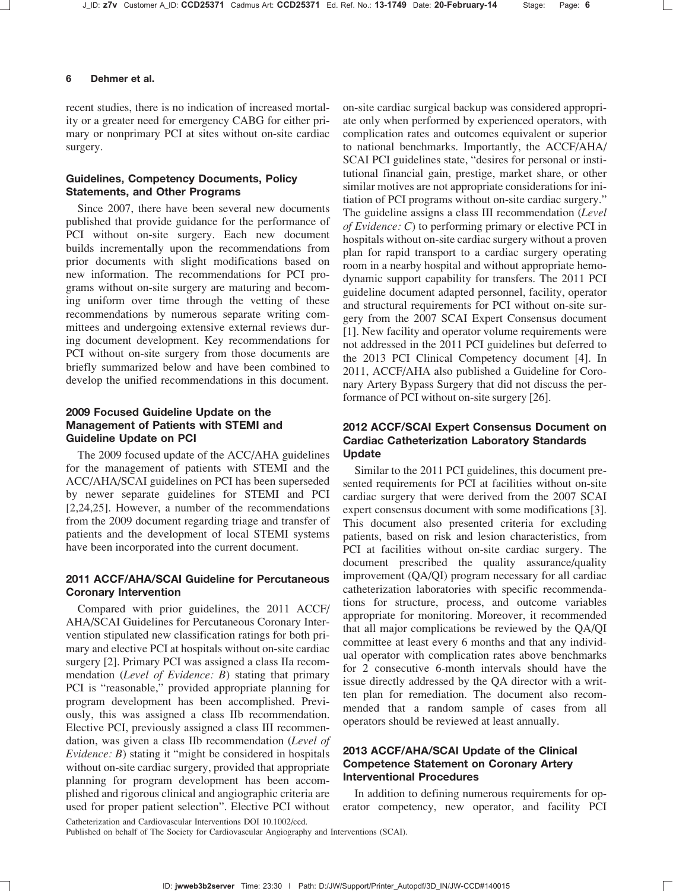recent studies, there is no indication of increased mortality or a greater need for emergency CABG for either primary or nonprimary PCI at sites without on-site cardiac surgery.

### Guidelines, Competency Documents, Policy Statements, and Other Programs

Since 2007, there have been several new documents published that provide guidance for the performance of PCI without on-site surgery. Each new document builds incrementally upon the recommendations from prior documents with slight modifications based on new information. The recommendations for PCI programs without on-site surgery are maturing and becoming uniform over time through the vetting of these recommendations by numerous separate writing committees and undergoing extensive external reviews during document development. Key recommendations for PCI without on-site surgery from those documents are briefly summarized below and have been combined to develop the unified recommendations in this document.

### 2009 Focused Guideline Update on the Management of Patients with STEMI and Guideline Update on PCI

The 2009 focused update of the ACC/AHA guidelines for the management of patients with STEMI and the ACC/AHA/SCAI guidelines on PCI has been superseded by newer separate guidelines for STEMI and PCI [2,24,25]. However, a number of the recommendations from the 2009 document regarding triage and transfer of patients and the development of local STEMI systems have been incorporated into the current document.

### 2011 ACCF/AHA/SCAI Guideline for Percutaneous Coronary Intervention

Compared with prior guidelines, the 2011 ACCF/AHA/SCAI Guidelines for Percutaneous Coronary Intervention stipulated new classification ratings for both primary and elective PCI at hospitals without on-site cardiac surgery [2]. Primary PCI was assigned a class IIa recommendation (*Level of Evidence: B*) stating that primary PCI is "reasonable," provided appropriate planning for program development has been accomplished. Previously, this was assigned a class IIb recommendation. Elective PCI, previously assigned a class III recommendation, was given a class IIb recommendation (*Level of Evidence: B*) stating it "might be considered in hospitals without on-site cardiac surgery, provided that appropriate planning for program development has been accomplished and rigorous clinical and angiographic criteria are used for proper patient selection". Elective PCI without on-site cardiac surgical backup was considered appropriate only when performed by experienced operators, with complication rates and outcomes equivalent or superior to national benchmarks. Importantly, the ACCF/AHA/SCAI PCI guidelines state, "desires for personal or institutional financial gain, prestige, market share, or other similar motives are not appropriate considerations for initiation of PCI programs without on-site cardiac surgery." The guideline assigns a class III recommendation (*Level of Evidence: C*) to performing primary or elective PCI in hospitals without on-site cardiac surgery without a proven plan for rapid transport to a cardiac surgery operating room in a nearby hospital and without appropriate hemodynamic support capability for transfers. The 2011 PCI guideline document adapted personnel, facility, operator and structural requirements for PCI without on-site surgery from the 2007 SCAI Expert Consensus document [1]. New facility and operator volume requirements were not addressed in the 2011 PCI guidelines but deferred to the 2013 PCI Clinical Competency document [4]. In 2011, ACCF/AHA also published a Guideline for Coronary Artery Bypass Surgery that did not discuss the performance of PCI without on-site surgery [26].

### 2012 ACCF/SCAI Expert Consensus Document on Cardiac Catheterization Laboratory Standards Update

Similar to the 2011 PCI guidelines, this document presented requirements for PCI at facilities without on-site cardiac surgery that were derived from the 2007 SCAI expert consensus document with some modifications [3]. This document also presented criteria for excluding patients, based on risk and lesion characteristics, from PCI at facilities without on-site cardiac surgery. The document prescribed the quality assurance/quality improvement (QA/QI) program necessary for all cardiac catheterization laboratories with specific recommendations for structure, process, and outcome variables appropriate for monitoring. Moreover, it recommended that all major complications be reviewed by the QA/QI committee at least every 6 months and that any individual operator with complication rates above benchmarks for 2 consecutive 6-month intervals should have the issue directly addressed by the QA director with a written plan for remediation. The document also recommended that a random sample of cases from all operators should be reviewed at least annually.

### 2013 ACCF/AHA/SCAI Update of the Clinical Competence Statement on Coronary Artery Interventional Procedures

In addition to defining numerous requirements for operator competency, new operator, and facility PCI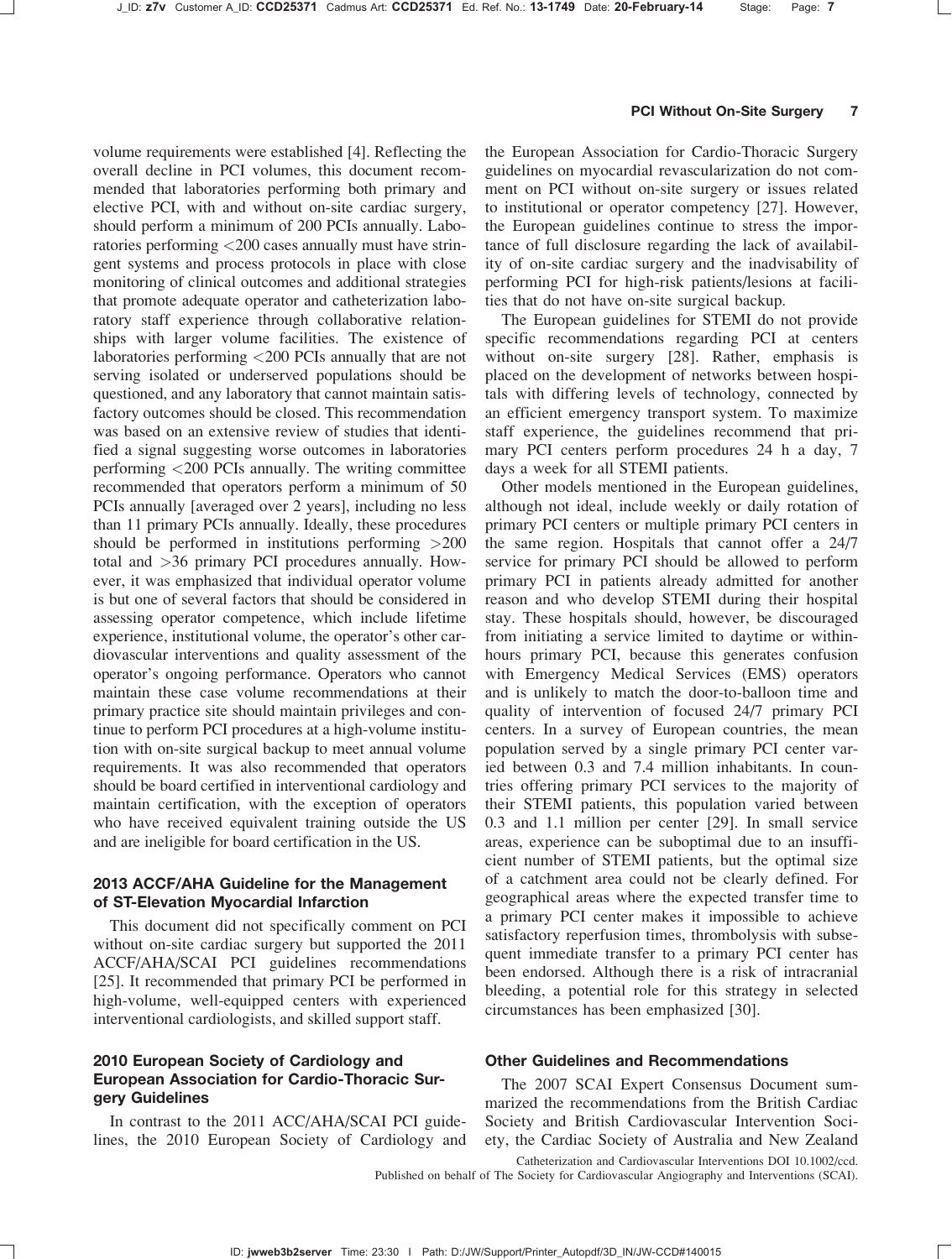volume requirements were established [4]. Reflecting the overall decline in PCI volumes, this document recommended that laboratories performing both primary and elective PCI, with and without on-site cardiac surgery, should perform a minimum of 200 PCIs annually. Laboratories performing <200 cases annually must have stringent systems and process protocols in place with close monitoring of clinical outcomes and additional strategies that promote adequate operator and catheterization laboratory staff experience through collaborative relationships with larger volume facilities. The existence of laboratories performing <200 PCIs annually that are not serving isolated or underserved populations should be questioned, and any laboratory that cannot maintain satisfactory outcomes should be closed. This recommendation was based on an extensive review of studies that identified a signal suggesting worse outcomes in laboratories performing <200 PCIs annually. The writing committee recommended that operators perform a minimum of 50 PCIs annually [averaged over 2 years], including no less than 11 primary PCIs annually. Ideally, these procedures should be performed in institutions performing >200 total and >36 primary PCI procedures annually. However, it was emphasized that individual operator volume is but one of several factors that should be considered in assessing operator competence, which include lifetime experience, institutional volume, the operator's other cardiovascular interventions and quality assessment of the operator's ongoing performance. Operators who cannot maintain these case volume recommendations at their primary practice site should maintain privileges and continue to perform PCI procedures at a high-volume institution with on-site surgical backup to meet annual volume requirements. It was also recommended that operators should be board certified in interventional cardiology and maintain certification, with the exception of operators who have received equivalent training outside the US and are ineligible for board certification in the US.

### 2013 ACCF/AHA Guideline for the Management of ST-Elevation Myocardial Infarction

This document did not specifically comment on PCI without on-site cardiac surgery but supported the 2011 ACCF/AHA/SCAI PCI guidelines recommendations [25]. It recommended that primary PCI be performed in high-volume, well-equipped centers with experienced interventional cardiologists, and skilled support staff.

### 2010 European Society of Cardiology and European Association for Cardio-Thoracic Surgery Guidelines

In contrast to the 2011 ACC/AHA/SCAI PCI guidelines, the 2010 European Society of Cardiology and the European Association for Cardio-Thoracic Surgery guidelines on myocardial revascularization do not comment on PCI without on-site surgery or issues related to institutional or operator competency [27]. However, the European guidelines continue to stress the importance of full disclosure regarding the lack of availability of on-site cardiac surgery and the inadvisability of performing PCI for high-risk patients/lesions at facilities that do not have on-site surgical backup.

The European guidelines for STEMI do not provide specific recommendations regarding PCI at centers without on-site surgery [28]. Rather, emphasis is placed on the development of networks between hospitals with differing levels of technology, connected by an efficient emergency transport system. To maximize staff experience, the guidelines recommend that primary PCI centers perform procedures 24 h a day, 7 days a week for all STEMI patients.

Other models mentioned in the European guidelines, although not ideal, include weekly or daily rotation of primary PCI centers or multiple primary PCI centers in the same region. Hospitals that cannot offer a 24/7 service for primary PCI should be allowed to perform primary PCI in patients already admitted for another reason and who develop STEMI during their hospital stay. These hospitals should, however, be discouraged from initiating a service limited to daytime or within-hours primary PCI, because this generates confusion with Emergency Medical Services (EMS) operators and is unlikely to match the door-to-balloon time and quality of intervention of focused 24/7 primary PCI centers. In a survey of European countries, the mean population served by a single primary PCI center varied between 0.3 and 7.4 million inhabitants. In countries offering primary PCI services to the majority of their STEMI patients, this population varied between 0.3 and 1.1 million per center [29]. In small service areas, experience can be suboptimal due to an insufficient number of STEMI patients, but the optimal size of a catchment area could not be clearly defined. For geographical areas where the expected transfer time to a primary PCI center makes it impossible to achieve satisfactory reperfusion times, thrombolysis with subsequent immediate transfer to a primary PCI center has been endorsed. Although there is a risk of intracranial bleeding, a potential role for this strategy in selected circumstances has been emphasized [30].

### Other Guidelines and Recommendations

The 2007 SCAI Expert Consensus Document summarized the recommendations from the British Cardiac Society and British Cardiovascular Intervention Society, the Cardiac Society of Australia and New Zealand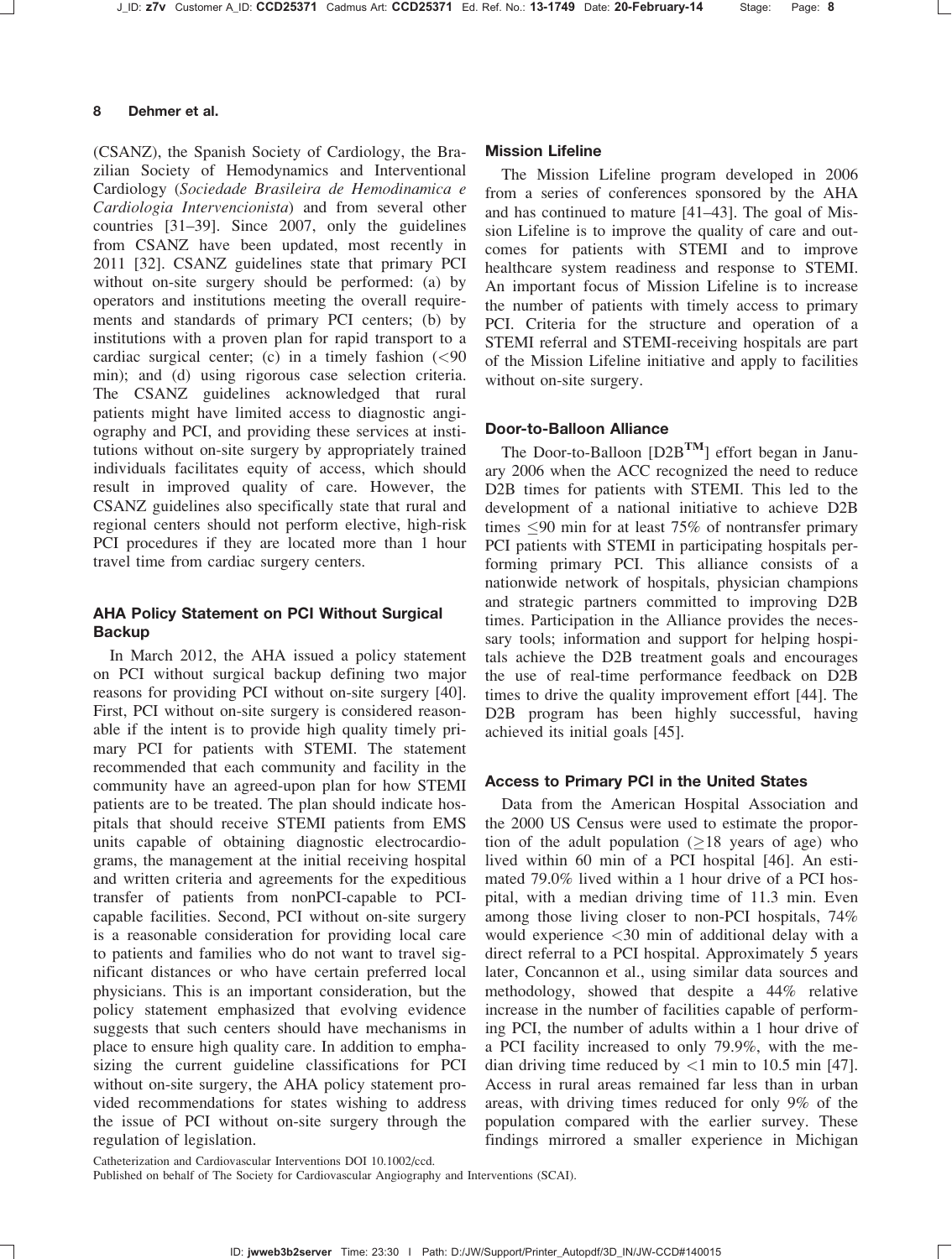(CSANZ), the Spanish Society of Cardiology, the Brazilian Society of Hemodynamics and Interventional Cardiology (*Sociedade Brasileira de Hemodinamica e Cardiologia Intervencionista*) and from several other countries [31–39]. Since 2007, only the guidelines from CSANZ have been updated, most recently in 2011 [32]. CSANZ guidelines state that primary PCI without on-site surgery should be performed: (a) by operators and institutions meeting the overall requirements and standards of primary PCI centers; (b) by institutions with a proven plan for rapid transport to a cardiac surgical center; (c) in a timely fashion (<90 min); and (d) using rigorous case selection criteria. The CSANZ guidelines acknowledged that rural patients might have limited access to diagnostic angiography and PCI, and providing these services at institutions without on-site surgery by appropriately trained individuals facilitates equity of access, which should result in improved quality of care. However, the CSANZ guidelines also specifically state that rural and regional centers should not perform elective, high-risk PCI procedures if they are located more than 1 hour travel time from cardiac surgery centers.

### AHA Policy Statement on PCI Without Surgical Backup

In March 2012, the AHA issued a policy statement on PCI without surgical backup defining two major reasons for providing PCI without on-site surgery [40]. First, PCI without on-site surgery is considered reasonable if the intent is to provide high quality timely primary PCI for patients with STEMI. The statement recommended that each community and facility in the community have an agreed-upon plan for how STEMI patients are to be treated. The plan should indicate hospitals that should receive STEMI patients from EMS units capable of obtaining diagnostic electrocardiograms, the management at the initial receiving hospital and written criteria and agreements for the expeditious transfer of patients from nonPCI-capable to PCI-capable facilities. Second, PCI without on-site surgery is a reasonable consideration for providing local care to patients and families who do not want to travel significant distances or who have certain preferred local physicians. This is an important consideration, but the policy statement emphasized that evolving evidence suggests that such centers should have mechanisms in place to ensure high quality care. In addition to emphasizing the current guideline classifications for PCI without on-site surgery, the AHA policy statement provided recommendations for states wishing to address the issue of PCI without on-site surgery through the regulation of legislation.

### Mission Lifeline

The Mission Lifeline program developed in 2006 from a series of conferences sponsored by the AHA and has continued to mature [41–43]. The goal of Mission Lifeline is to improve the quality of care and outcomes for patients with STEMI and to improve healthcare system readiness and response to STEMI. An important focus of Mission Lifeline is to increase the number of patients with timely access to primary PCI. Criteria for the structure and operation of a STEMI referral and STEMI-receiving hospitals are part of the Mission Lifeline initiative and apply to facilities without on-site surgery.

### Door-to-Balloon Alliance

The Door-to-Balloon [D2B$^{TM}$] effort began in January 2006 when the ACC recognized the need to reduce D2B times for patients with STEMI. This led to the development of a national initiative to achieve D2B times ≤90 min for at least 75% of nontransfer primary PCI patients with STEMI in participating hospitals performing primary PCI. This alliance consists of a nationwide network of hospitals, physician champions and strategic partners committed to improving D2B times. Participation in the Alliance provides the necessary tools; information and support for helping hospitals achieve the D2B treatment goals and encourages the use of real-time performance feedback on D2B times to drive the quality improvement effort [44]. The D2B program has been highly successful, having achieved its initial goals [45].

### Access to Primary PCI in the United States

Data from the American Hospital Association and the 2000 US Census were used to estimate the proportion of the adult population (≥18 years of age) who lived within 60 min of a PCI hospital [46]. An estimated 79.0% lived within a 1 hour drive of a PCI hospital, with a median driving time of 11.3 min. Even among those living closer to non-PCI hospitals, 74% would experience <30 min of additional delay with a direct referral to a PCI hospital. Approximately 5 years later, Concannon et al., using similar data sources and methodology, showed that despite a 44% relative increase in the number of facilities capable of performing PCI, the number of adults within a 1 hour drive of a PCI facility increased to only 79.9%, with the median driving time reduced by <1 min to 10.5 min [47]. Access in rural areas remained far less than in urban areas, with driving times reduced for only 9% of the population compared with the earlier survey. These findings mirrored a smaller experience in Michigan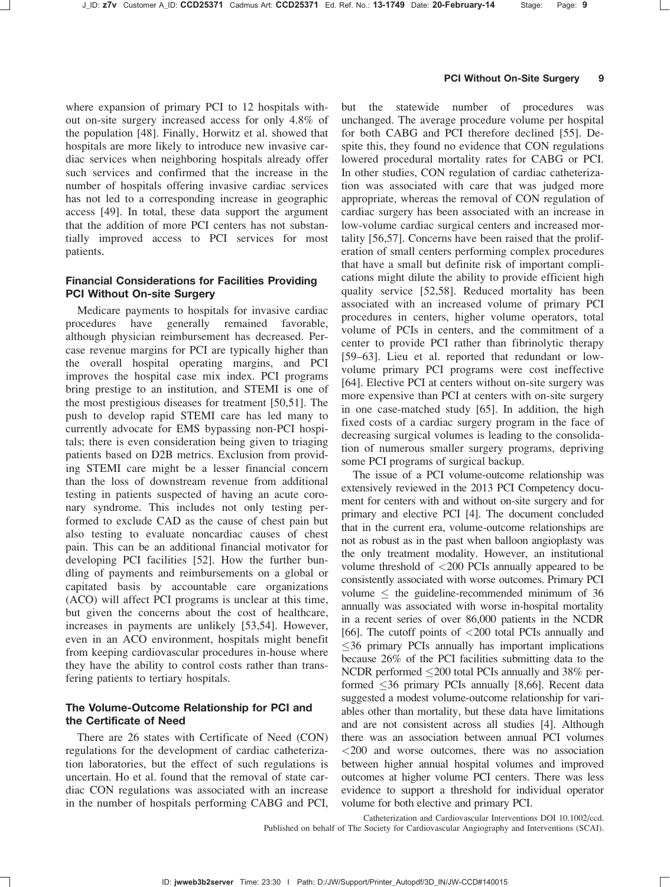where expansion of primary PCI to 12 hospitals without on-site surgery increased access for only 4.8% of the population [48]. Finally, Horwitz et al. showed that hospitals are more likely to introduce new invasive cardiac services when neighboring hospitals already offer such services and confirmed that the increase in the number of hospitals offering invasive cardiac services has not led to a corresponding increase in geographic access [49]. In total, these data support the argument that the addition of more PCI centers has not substantially improved access to PCI services for most patients.

### Financial Considerations for Facilities Providing PCI Without On-site Surgery

Medicare payments to hospitals for invasive cardiac procedures have generally remained favorable, although physician reimbursement has decreased. Per-case revenue margins for PCI are typically higher than the overall hospital operating margins, and PCI improves the hospital case mix index. PCI programs bring prestige to an institution, and STEMI is one of the most prestigious diseases for treatment [50,51]. The push to develop rapid STEMI care has led many to currently advocate for EMS bypassing non-PCI hospitals; there is even consideration being given to triaging patients based on D2B metrics. Exclusion from providing STEMI care might be a lesser financial concern than the loss of downstream revenue from additional testing in patients suspected of having an acute coronary syndrome. This includes not only testing performed to exclude CAD as the cause of chest pain but also testing to evaluate noncardiac causes of chest pain. This can be an additional financial motivator for developing PCI facilities [52]. How the further bundling of payments and reimbursements on a global or capitated basis by accountable care organizations (ACO) will affect PCI programs is unclear at this time, but given the concerns about the cost of healthcare, increases in payments are unlikely [53,54]. However, even in an ACO environment, hospitals might benefit from keeping cardiovascular procedures in-house where they have the ability to control costs rather than transferring patients to tertiary hospitals.

### The Volume-Outcome Relationship for PCI and the Certificate of Need

There are 26 states with Certificate of Need (CON) regulations for the development of cardiac catheterization laboratories, but the effect of such regulations is uncertain. Ho et al. found that the removal of state cardiac CON regulations was associated with an increase in the number of hospitals performing CABG and PCI, but the statewide number of procedures was unchanged. The average procedure volume per hospital for both CABG and PCI therefore declined [55]. Despite this, they found no evidence that CON regulations lowered procedural mortality rates for CABG or PCI. In other studies, CON regulation of cardiac catheterization was associated with care that was judged more appropriate, whereas the removal of CON regulation of cardiac surgery has been associated with an increase in low-volume cardiac surgical centers and increased mortality [56,57]. Concerns have been raised that the proliferation of small centers performing complex procedures that have a small but definite risk of important complications might dilute the ability to provide efficient high quality service [52,58]. Reduced mortality has been associated with an increased volume of primary PCI procedures in centers, higher volume operators, total volume of PCIs in centers, and the commitment of a center to provide PCI rather than fibrinolytic therapy [59–63]. Lieu et al. reported that redundant or low-volume primary PCI programs were cost ineffective [64]. Elective PCI at centers without on-site surgery was more expensive than PCI at centers with on-site surgery in one case-matched study [65]. In addition, the high fixed costs of a cardiac surgery program in the face of decreasing surgical volumes is leading to the consolidation of numerous smaller surgery programs, depriving some PCI programs of surgical backup.

The issue of a PCI volume-outcome relationship was extensively reviewed in the 2013 PCI Competency document for centers with and without on-site surgery and for primary and elective PCI [4]. The document concluded that in the current era, volume-outcome relationships are not as robust as in the past when balloon angioplasty was the only treatment modality. However, an institutional volume threshold of <200 PCIs annually appeared to be consistently associated with worse outcomes. Primary PCI volume ≤ the guideline-recommended minimum of 36 annually was associated with worse in-hospital mortality in a recent series of over 86,000 patients in the NCDR [66]. The cutoff points of <200 total PCIs annually and ≤36 primary PCIs annually has important implications because 26% of the PCI facilities submitting data to the NCDR performed ≤200 total PCIs annually and 38% performed ≤36 primary PCIs annually [8,66]. Recent data suggested a modest volume-outcome relationship for variables other than mortality, but these data have limitations and are not consistent across all studies [4]. Although there was an association between annual PCI volumes <200 and worse outcomes, there was no association between higher annual hospital volumes and improved outcomes at higher volume PCI centers. There was less evidence to support a threshold for individual operator volume for both elective and primary PCI.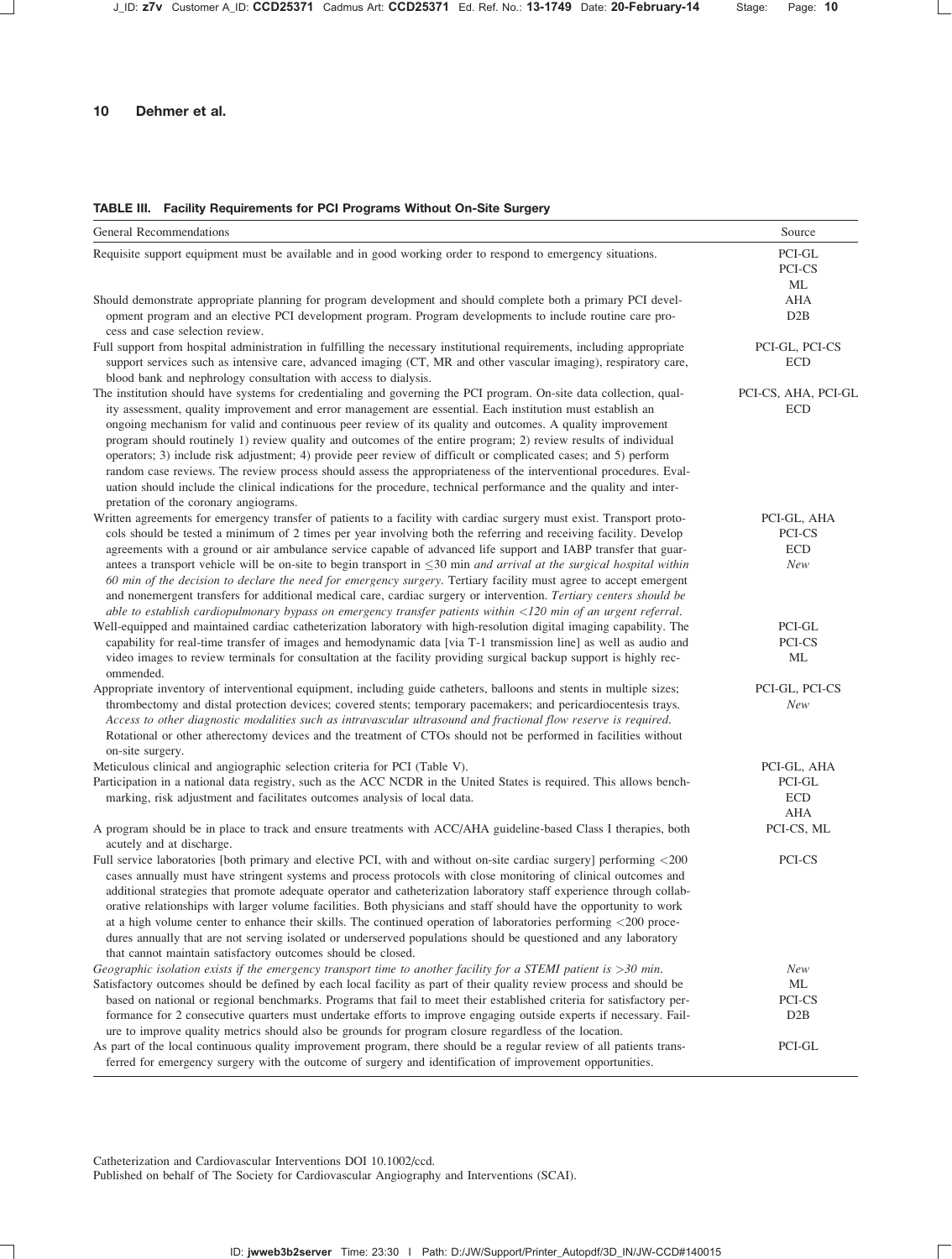**TABLE III. Facility Requirements for PCI Programs Without On-Site Surgery**

| General Recommendations | Source |
|---|---|
| Requisite support equipment must be available and in good working order to respond to emergency situations. | PCI-GL<br>PCI-CS<br>ML |
| Should demonstrate appropriate planning for program development and should complete both a primary PCI development program and an elective PCI development program. Program developments to include routine care process and case selection review. | AHA<br>D2B |
| Full support from hospital administration in fulfilling the necessary institutional requirements, including appropriate support services such as intensive care, advanced imaging (CT, MR and other vascular imaging), respiratory care, blood bank and nephrology consultation with access to dialysis. | PCI-GL, PCI-CS<br>ECD |
| The institution should have systems for credentialing and governing the PCI program. On-site data collection, quality assessment, quality improvement and error management are essential. Each institution must establish an ongoing mechanism for valid and continuous peer review of its quality and outcomes. A quality improvement program should routinely 1) review quality and outcomes of the entire program; 2) review results of individual operators; 3) include risk adjustment; 4) provide peer review of difficult or complicated cases; and 5) perform random case reviews. The review process should assess the appropriateness of the interventional procedures. Evaluation should include the clinical indications for the procedure, technical performance and the quality and interpretation of the coronary angiograms. | PCI-CS, AHA, PCI-GL<br>ECD |
| Written agreements for emergency transfer of patients to a facility with cardiac surgery must exist. Transport protocols should be tested a minimum of 2 times per year involving both the referring and receiving facility. Develop agreements with a ground or air ambulance service capable of advanced life support and IABP transfer that guarantees a transport vehicle will be on-site to begin transport in $\leq$30 min *and arrival at the surgical hospital within 60 min of the decision to declare the need for emergency surgery*. Tertiary facility must agree to accept emergent and nonemergent transfers for additional medical care, cardiac surgery or intervention. *Tertiary centers should be able to establish cardiopulmonary bypass on emergency transfer patients within <120 min of an urgent referral.* | PCI-GL, AHA<br>PCI-CS<br>ECD<br>*New* |
| Well-equipped and maintained cardiac catheterization laboratory with high-resolution digital imaging capability. The capability for real-time transfer of images and hemodynamic data [via T-1 transmission line] as well as audio and video images to review terminals for consultation at the facility providing surgical backup support is highly recommended. | PCI-GL<br>PCI-CS<br>ML |
| Appropriate inventory of interventional equipment, including guide catheters, balloons and stents in multiple sizes; thrombectomy and distal protection devices; covered stents; temporary pacemakers; and pericardiocentesis trays. *Access to other diagnostic modalities such as intravascular ultrasound and fractional flow reserve is required.* Rotational or other atherectomy devices and the treatment of CTOs should not be performed in facilities without on-site surgery. | PCI-GL, PCI-CS<br>*New* |
| Meticulous clinical and angiographic selection criteria for PCI (Table V). | PCI-GL, AHA |
| Participation in a national data registry, such as the ACC NCDR in the United States is required. This allows benchmarking, risk adjustment and facilitates outcomes analysis of local data. | PCI-GL<br>ECD<br>AHA |
| A program should be in place to track and ensure treatments with ACC/AHA guideline-based Class I therapies, both acutely and at discharge. | PCI-CS, ML |
| Full service laboratories [both primary and elective PCI, with and without on-site cardiac surgery] performing <200 cases annually must have stringent systems and process protocols with close monitoring of clinical outcomes and additional strategies that promote adequate operator and catheterization laboratory staff experience through collaborative relationships with larger volume facilities. Both physicians and staff should have the opportunity to work at a high volume center to enhance their skills. The continued operation of laboratories performing <200 procedures annually that are not serving isolated or underserved populations should be questioned and any laboratory that cannot maintain satisfactory outcomes should be closed. | PCI-CS |
| *Geographic isolation exists if the emergency transport time to another facility for a STEMI patient is >30 min.* | *New* |
| Satisfactory outcomes should be defined by each local facility as part of their quality review process and should be based on national or regional benchmarks. Programs that fail to meet their established criteria for satisfactory performance for 2 consecutive quarters must undertake efforts to improve engaging outside experts if necessary. Failure to improve quality metrics should also be grounds for program closure regardless of the location. | ML<br>PCI-CS<br>D2B |
| As part of the local continuous quality improvement program, there should be a regular review of all patients transferred for emergency surgery with the outcome of surgery and identification of improvement opportunities. | PCI-GL |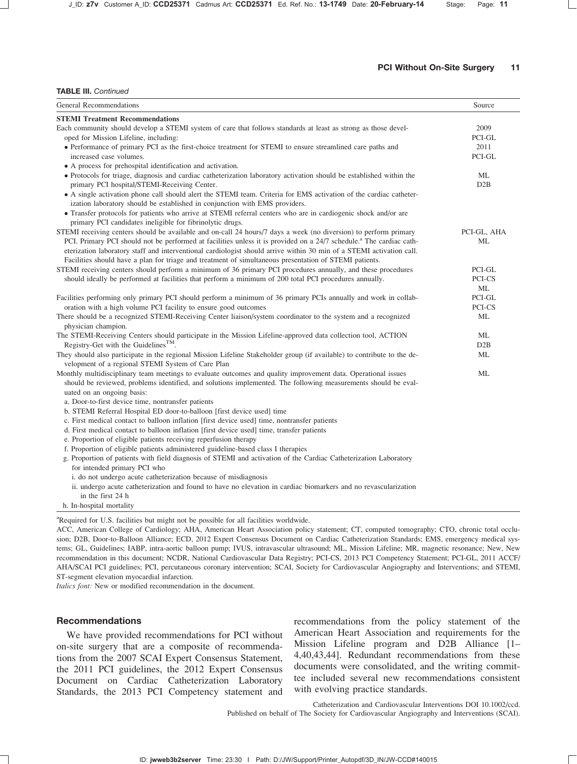**TABLE III.** *Continued*

| General Recommendations | Source |
|---|---|
| **STEMI Treatment Recommendations** | |
| Each community should develop a STEMI system of care that follows standards at least as strong as those developed for Mission Lifeline, including:<br>• Performance of primary PCI as the first-choice treatment for STEMI to ensure streamlined care paths and increased case volumes.<br>• A process for prehospital identification and activation.<br>• Protocols for triage, diagnosis and cardiac catheterization laboratory activation should be established within the primary PCI hospital/STEMI-Receiving Center.<br>• A single activation phone call should alert the STEMI team. Criteria for EMS activation of the cardiac catheterization laboratory should be established in conjunction with EMS providers.<br>• Transfer protocols for patients who arrive at STEMI referral centers who are in cardiogenic shock and/or are primary PCI candidates ineligible for fibrinolytic drugs. | 2009 PCI-GL<br>2011 PCI-GL<br>ML<br>D2B |
| STEMI receiving centers should be available and on-call 24 hours/7 days a week (no diversion) to perform primary PCI. Primary PCI should not be performed at facilities unless it is provided on a 24/7 schedule.[a] The cardiac catheterization laboratory staff and interventional cardiologist should arrive within 30 min of a STEMI activation call. Facilities should have a plan for triage and treatment of simultaneous presentation of STEMI patients. | PCI-GL, AHA<br>ML |
| STEMI receiving centers should perform a minimum of 36 primary PCI procedures annually, and these procedures should ideally be performed at facilities that perform a minimum of 200 total PCI procedures annually. | PCI-GL<br>PCI-CS<br>ML |
| Facilities performing only primary PCI should perform a minimum of 36 primary PCIs annually and work in collaboration with a high volume PCI facility to ensure good outcomes | PCI-GL<br>PCI-CS |
| There should be a recognized STEMI-Receiving Center liaison/system coordinator to the system and a recognized physician champion. | ML |
| The STEMI-Receiving Centers should participate in the Mission Lifeline-approved data collection tool, ACTION Registry-Get with the Guidelines™. | ML<br>D2B |
| They should also participate in the regional Mission Lifeline Stakeholder group (if available) to contribute to the development of a regional STEMI System of Care Plan | ML |
| Monthly multidisciplinary team meetings to evaluate outcomes and quality improvement data. Operational issues should be reviewed, problems identified, and solutions implemented. The following measurements should be evaluated on an ongoing basis:<br>a. Door-to-first device time, nontransfer patients<br>b. STEMI Referral Hospital ED door-to-balloon [first device used] time<br>c. First medical contact to balloon inflation [first device used] time, nontransfer patients<br>d. First medical contact to balloon inflation [first device used] time, transfer patients<br>e. Proportion of eligible patients receiving reperfusion therapy<br>f. Proportion of eligible patients administered guideline-based class I therapies<br>g. Proportion of patients with field diagnosis of STEMI and activation of the Cardiac Catheterization Laboratory for intended primary PCI who<br>i. do not undergo acute catheterization because of misdiagnosis<br>ii. undergo acute catheterization and found to have no elevation in cardiac biomarkers and no revascularization in the first 24 h<br>h. In-hospital mortality | ML |

[a]Required for U.S. facilities but might not be possible for all facilities worldwide.

ACC, American College of Cardiology; AHA, American Heart Association policy statement; CT, computed tomography; CTO, chronic total occlusion; D2B, Door-to-Balloon Alliance; ECD, 2012 Expert Consensus Document on Cardiac Catheterization Standards; EMS, emergency medical systems; GL, Guidelines; IABP, intra-aortic balloon pump; IVUS, intravascular ultrasound; ML, Mission Lifeline; MR, magnetic resonance; New, New recommendation in this document; NCDR, National Cardiovascular Data Registry; PCI-CS, 2013 PCI Competency Statement; PCI-GL, 2011 ACCF/AHA/SCAI PCI guidelines; PCI, percutaneous coronary intervention; SCAI, Society for Cardiovascular Angiography and Interventions; and STEMI, ST-segment elevation myocardial infarction.

*Italics font:* New or modified recommendation in the document.

## Recommendations

We have provided recommendations for PCI without on-site surgery that are a composite of recommendations from the 2007 SCAI Expert Consensus Statement, the 2011 PCI guidelines, the 2012 Expert Consensus Document on Cardiac Catheterization Laboratory Standards, the 2013 PCI Competency statement and recommendations from the policy statement of the American Heart Association and requirements for the Mission Lifeline program and D2B Alliance [1–4,40,43,44]. Redundant recommendations from these documents were consolidated, and the writing committee included several new recommendations consistent with evolving practice standards.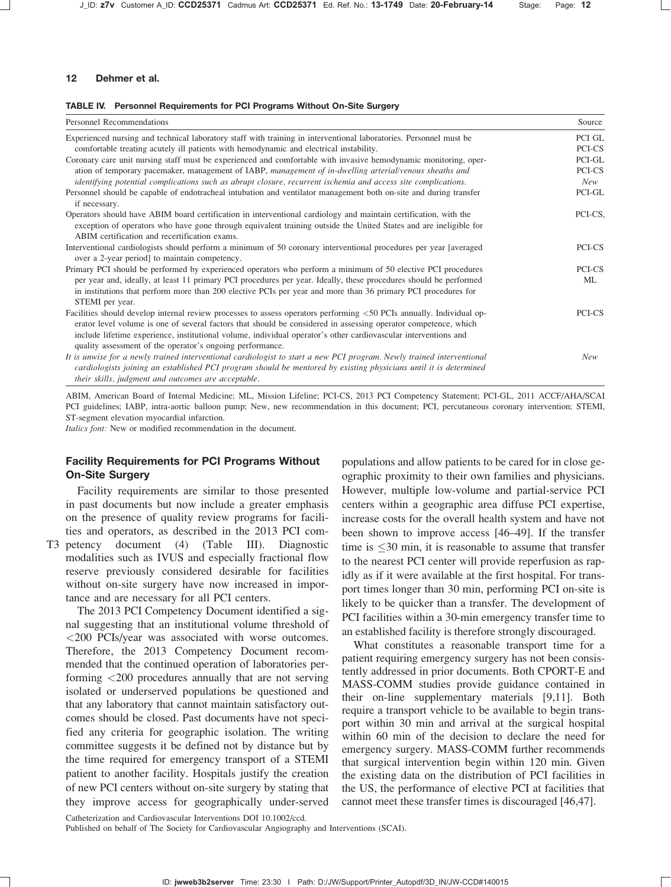**TABLE IV. Personnel Requirements for PCI Programs Without On-Site Surgery**

| Personnel Recommendations | Source |
|---|---|
| Experienced nursing and technical laboratory staff with training in interventional laboratories. Personnel must be comfortable treating acutely ill patients with hemodynamic and electrical instability. | PCI GL<br>PCI-CS |
| Coronary care unit nursing staff must be experienced and comfortable with invasive hemodynamic monitoring, operation of temporary pacemaker, management of IABP, *management of in-dwelling arterial/venous sheaths and identifying potential complications such as abrupt closure, recurrent ischemia and access site complications.* | PCI-GL<br>PCI-CS<br>*New* |
| Personnel should be capable of endotracheal intubation and ventilator management both on-site and during transfer if necessary. | PCI-GL |
| Operators should have ABIM board certification in interventional cardiology and maintain certification, with the exception of operators who have gone through equivalent training outside the United States and are ineligible for ABIM certification and recertification exams. | PCI-CS, |
| Interventional cardiologists should perform a minimum of 50 coronary interventional procedures per year [averaged over a 2-year period] to maintain competency. | PCI-CS |
| Primary PCI should be performed by experienced operators who perform a minimum of 50 elective PCI procedures per year and, ideally, at least 11 primary PCI procedures per year. Ideally, these procedures should be performed in institutions that perform more than 200 elective PCIs per year and more than 36 primary PCI procedures for STEMI per year. | PCI-CS<br>ML |
| Facilities should develop internal review processes to assess operators performing <50 PCIs annually. Individual operator level volume is one of several factors that should be considered in assessing operator competence, which include lifetime experience, institutional volume, individual operator's other cardiovascular interventions and quality assessment of the operator's ongoing performance. | PCI-CS |
| *It is unwise for a newly trained interventional cardiologist to start a new PCI program. Newly trained interventional cardiologists joining an established PCI program should be mentored by existing physicians until it is determined their skills, judgment and outcomes are acceptable.* | *New* |

ABIM, American Board of Internal Medicine; ML, Mission Lifeline; PCI-CS, 2013 PCI Competency Statement; PCI-GL, 2011 ACCF/AHA/SCAI PCI guidelines; IABP, intra-aortic balloon pump; New, new recommendation in this document; PCI, percutaneous coronary intervention; STEMI, ST-segment elevation myocardial infarction.
*Italics font:* New or modified recommendation in the document.

## Facility Requirements for PCI Programs Without On-Site Surgery

Facility requirements are similar to those presented in past documents but now include a greater emphasis on the presence of quality review programs for facilities and operators, as described in the 2013 PCI competency document (4) (Table III). Diagnostic modalities such as IVUS and especially fractional flow reserve previously considered desirable for facilities without on-site surgery have now increased in importance and are necessary for all PCI centers.

The 2013 PCI Competency Document identified a signal suggesting that an institutional volume threshold of <200 PCIs/year was associated with worse outcomes. Therefore, the 2013 Competency Document recommended that the continued operation of laboratories performing <200 procedures annually that are not serving isolated or underserved populations be questioned and that any laboratory that cannot maintain satisfactory outcomes should be closed. Past documents have not specified any criteria for geographic isolation. The writing committee suggests it be defined not by distance but by the time required for emergency transport of a STEMI patient to another facility. Hospitals justify the creation of new PCI centers without on-site surgery by stating that they improve access for geographically under-served populations and allow patients to be cared for in close geographic proximity to their own families and physicians. However, multiple low-volume and partial-service PCI centers within a geographic area diffuse PCI expertise, increase costs for the overall health system and have not been shown to improve access [46–49]. If the transfer time is ≤30 min, it is reasonable to assume that transfer to the nearest PCI center will provide reperfusion as rapidly as if it were available at the first hospital. For transport times longer than 30 min, performing PCI on-site is likely to be quicker than a transfer. The development of PCI facilities within a 30-min emergency transfer time to an established facility is therefore strongly discouraged.

What constitutes a reasonable transport time for a patient requiring emergency surgery has not been consistently addressed in prior documents. Both CPORT-E and MASS-COMM studies provide guidance contained in their on-line supplementary materials [9,11]. Both require a transport vehicle to be available to begin transport within 30 min and arrival at the surgical hospital within 60 min of the decision to declare the need for emergency surgery. MASS-COMM further recommends that surgical intervention begin within 120 min. Given the existing data on the distribution of PCI facilities in the US, the performance of elective PCI at facilities that cannot meet these transfer times is discouraged [46,47].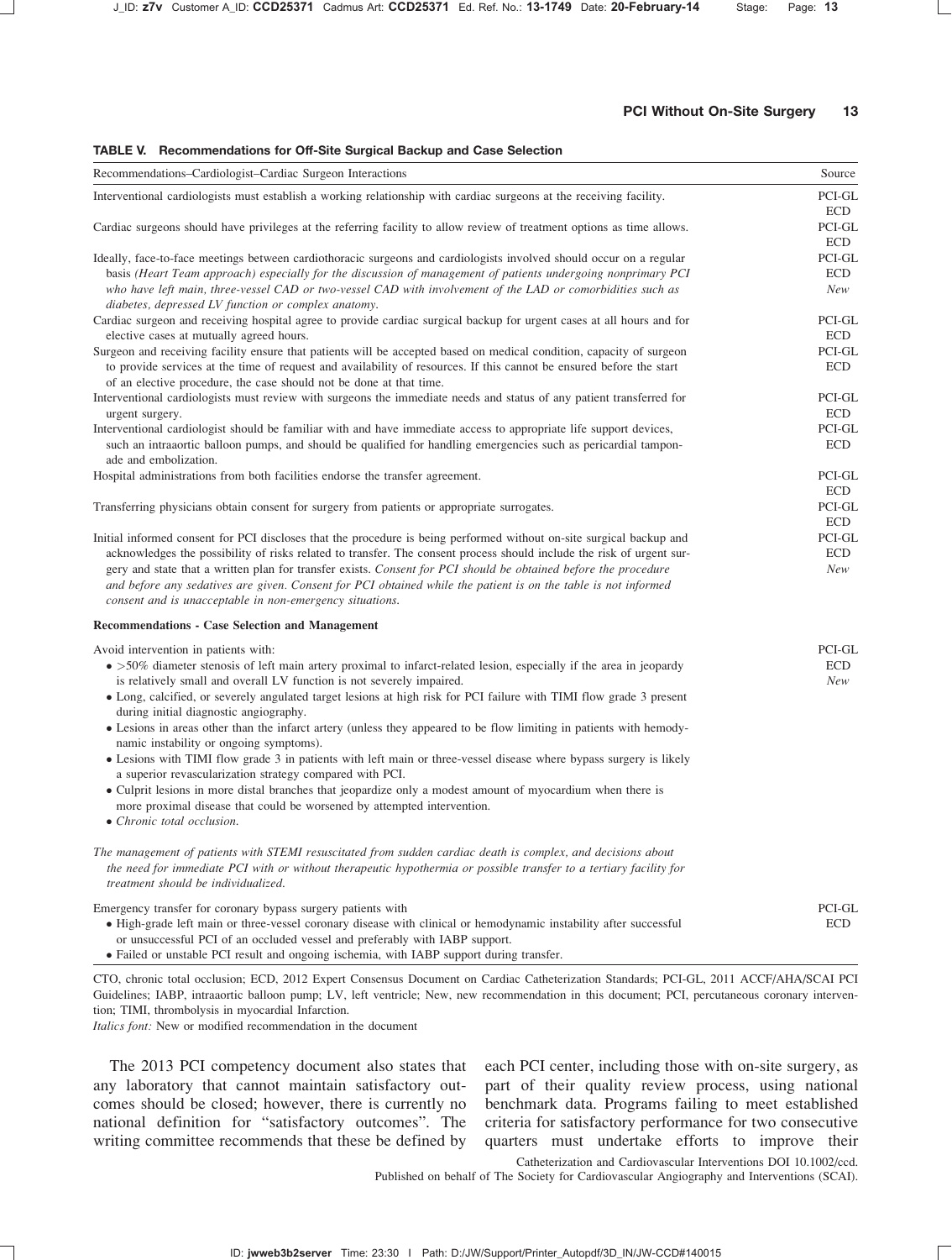**TABLE V. Recommendations for Off-Site Surgical Backup and Case Selection**

| Recommendations–Cardiologist–Cardiac Surgeon Interactions | Source |
|---|---|
| Interventional cardiologists must establish a working relationship with cardiac surgeons at the receiving facility. | PCI-GL ECD |
| Cardiac surgeons should have privileges at the referring facility to allow review of treatment options as time allows. | PCI-GL ECD |
| Ideally, face-to-face meetings between cardiothoracic surgeons and cardiologists involved should occur on a regular basis *(Heart Team approach) especially for the discussion of management of patients undergoing nonprimary PCI who have left main, three-vessel CAD or two-vessel CAD with involvement of the LAD or comorbidities such as diabetes, depressed LV function or complex anatomy.* | PCI-GL ECD *New* |
| Cardiac surgeon and receiving hospital agree to provide cardiac surgical backup for urgent cases at all hours and for elective cases at mutually agreed hours. | PCI-GL ECD |
| Surgeon and receiving facility ensure that patients will be accepted based on medical condition, capacity of surgeon to provide services at the time of request and availability of resources. If this cannot be ensured before the start of an elective procedure, the case should not be done at that time. | PCI-GL ECD |
| Interventional cardiologists must review with surgeons the immediate needs and status of any patient transferred for urgent surgery. | PCI-GL ECD |
| Interventional cardiologist should be familiar with and have immediate access to appropriate life support devices, such an intraaortic balloon pumps, and should be qualified for handling emergencies such as pericardial tamponade and embolization. | PCI-GL ECD |
| Hospital administrations from both facilities endorse the transfer agreement. | PCI-GL ECD |
| Transferring physicians obtain consent for surgery from patients or appropriate surrogates. | PCI-GL ECD |
| Initial informed consent for PCI discloses that the procedure is being performed without on-site surgical backup and acknowledges the possibility of risks related to transfer. The consent process should include the risk of urgent surgery and state that a written plan for transfer exists. *Consent for PCI should be obtained before the procedure and before any sedatives are given. Consent for PCI obtained while the patient is on the table is not informed consent and is unacceptable in non-emergency situations.* | PCI-GL ECD *New* |
| **Recommendations - Case Selection and Management** | |
| Avoid intervention in patients with: <br>• >50% diameter stenosis of left main artery proximal to infarct-related lesion, especially if the area in jeopardy is relatively small and overall LV function is not severely impaired. <br>• Long, calcified, or severely angulated target lesions at high risk for PCI failure with TIMI flow grade 3 present during initial diagnostic angiography. <br>• Lesions in areas other than the infarct artery (unless they appeared to be flow limiting in patients with hemodynamic instability or ongoing symptoms). <br>• Lesions with TIMI flow grade 3 in patients with left main or three-vessel disease where bypass surgery is likely a superior revascularization strategy compared with PCI. <br>• Culprit lesions in more distal branches that jeopardize only a modest amount of myocardium when there is more proximal disease that could be worsened by attempted intervention. <br>• *Chronic total occlusion.* <br><br>*The management of patients with STEMI resuscitated from sudden cardiac death is complex, and decisions about the need for immediate PCI with or without therapeutic hypothermia or possible transfer to a tertiary facility for treatment should be individualized.* | PCI-GL ECD *New* |
| Emergency transfer for coronary bypass surgery patients with <br>• High-grade left main or three-vessel coronary disease with clinical or hemodynamic instability after successful or unsuccessful PCI of an occluded vessel and preferably with IABP support. <br>• Failed or unstable PCI result and ongoing ischemia, with IABP support during transfer. | PCI-GL ECD |

CTO, chronic total occlusion; ECD, 2012 Expert Consensus Document on Cardiac Catheterization Standards; PCI-GL, 2011 ACCF/AHA/SCAI PCI Guidelines; IABP, intraaortic balloon pump; LV, left ventricle; New, new recommendation in this document; PCI, percutaneous coronary intervention; TIMI, thrombolysis in myocardial Infarction.

*Italics font:* New or modified recommendation in the document

The 2013 PCI competency document also states that any laboratory that cannot maintain satisfactory outcomes should be closed; however, there is currently no national definition for "satisfactory outcomes". The writing committee recommends that these be defined by each PCI center, including those with on-site surgery, as part of their quality review process, using national benchmark data. Programs failing to meet established criteria for satisfactory performance for two consecutive quarters must undertake efforts to improve their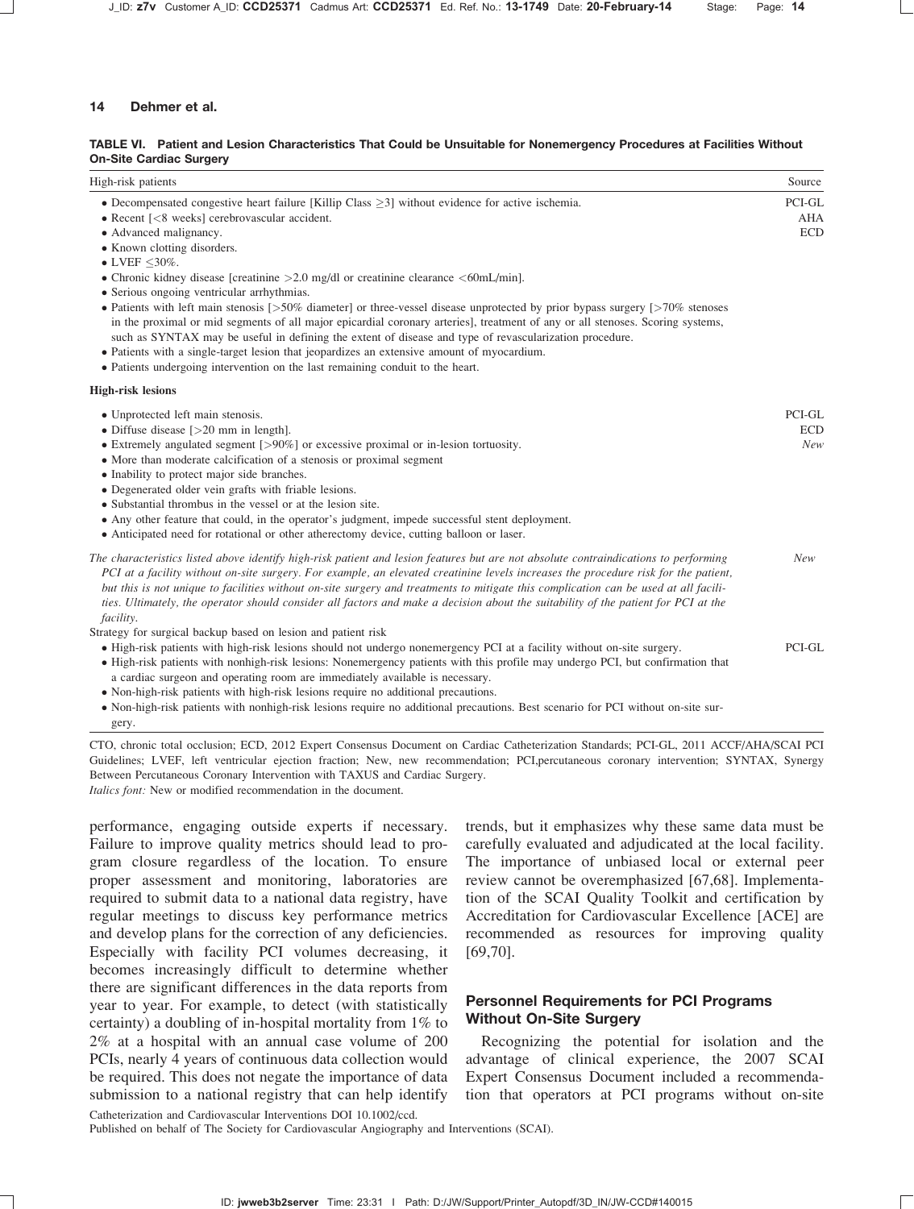**TABLE VI. Patient and Lesion Characteristics That Could be Unsuitable for Nonemergency Procedures at Facilities Without On-Site Cardiac Surgery**

| High-risk patients | Source |
|---|---|
| • Decompensated congestive heart failure [Killip Class ≥3] without evidence for active ischemia.<br>• Recent [<8 weeks] cerebrovascular accident.<br>• Advanced malignancy.<br>• Known clotting disorders.<br>• LVEF ≤30%.<br>• Chronic kidney disease [creatinine >2.0 mg/dl or creatinine clearance <60mL/min].<br>• Serious ongoing ventricular arrhythmias.<br>• Patients with left main stenosis [>50% diameter] or three-vessel disease unprotected by prior bypass surgery [>70% stenoses in the proximal or mid segments of all major epicardial coronary arteries], treatment of any or all stenoses. Scoring systems, such as SYNTAX may be useful in defining the extent of disease and type of revascularization procedure.<br>• Patients with a single-target lesion that jeopardizes an extensive amount of myocardium.<br>• Patients undergoing intervention on the last remaining conduit to the heart. | PCI-GL<br>AHA<br>ECD |
| **High-risk lesions** | |
| • Unprotected left main stenosis.<br>• Diffuse disease [>20 mm in length].<br>• Extremely angulated segment [>90%] or excessive proximal or in-lesion tortuosity.<br>• More than moderate calcification of a stenosis or proximal segment<br>• Inability to protect major side branches.<br>• Degenerated older vein grafts with friable lesions.<br>• Substantial thrombus in the vessel or at the lesion site.<br>• Any other feature that could, in the operator's judgment, impede successful stent deployment.<br>• Anticipated need for rotational or other atherectomy device, cutting balloon or laser. | PCI-GL<br>ECD<br>*New* |
| *The characteristics listed above identify high-risk patient and lesion features but are not absolute contraindications to performing PCI at a facility without on-site surgery. For example, an elevated creatinine levels increases the procedure risk for the patient, but this is not unique to facilities without on-site surgery and treatments to mitigate this complication can be used at all facilities. Ultimately, the operator should consider all factors and make a decision about the suitability of the patient for PCI at the facility.* | *New* |
| Strategy for surgical backup based on lesion and patient risk<br>• High-risk patients with high-risk lesions should not undergo nonemergency PCI at a facility without on-site surgery.<br>• High-risk patients with nonhigh-risk lesions: Nonemergency patients with this profile may undergo PCI, but confirmation that a cardiac surgeon and operating room are immediately available is necessary.<br>• Non-high-risk patients with high-risk lesions require no additional precautions.<br>• Non-high-risk patients with nonhigh-risk lesions require no additional precautions. Best scenario for PCI without on-site surgery. | PCI-GL |

CTO, chronic total occlusion; ECD, 2012 Expert Consensus Document on Cardiac Catheterization Standards; PCI-GL, 2011 ACCF/AHA/SCAI PCI Guidelines; LVEF, left ventricular ejection fraction; New, new recommendation; PCI,percutaneous coronary intervention; SYNTAX, Synergy Between Percutaneous Coronary Intervention with TAXUS and Cardiac Surgery.
*Italics font:* New or modified recommendation in the document.

performance, engaging outside experts if necessary. Failure to improve quality metrics should lead to program closure regardless of the location. To ensure proper assessment and monitoring, laboratories are required to submit data to a national data registry, have regular meetings to discuss key performance metrics and develop plans for the correction of any deficiencies. Especially with facility PCI volumes decreasing, it becomes increasingly difficult to determine whether there are significant differences in the data reports from year to year. For example, to detect (with statistically certainty) a doubling of in-hospital mortality from 1% to 2% at a hospital with an annual case volume of 200 PCIs, nearly 4 years of continuous data collection would be required. This does not negate the importance of data submission to a national registry that can help identify trends, but it emphasizes why these same data must be carefully evaluated and adjudicated at the local facility. The importance of unbiased local or external peer review cannot be overemphasized [67,68]. Implementation of the SCAI Quality Toolkit and certification by Accreditation for Cardiovascular Excellence [ACE] are recommended as resources for improving quality [69,70].

## Personnel Requirements for PCI Programs Without On-Site Surgery

Recognizing the potential for isolation and the advantage of clinical experience, the 2007 SCAI Expert Consensus Document included a recommendation that operators at PCI programs without on-site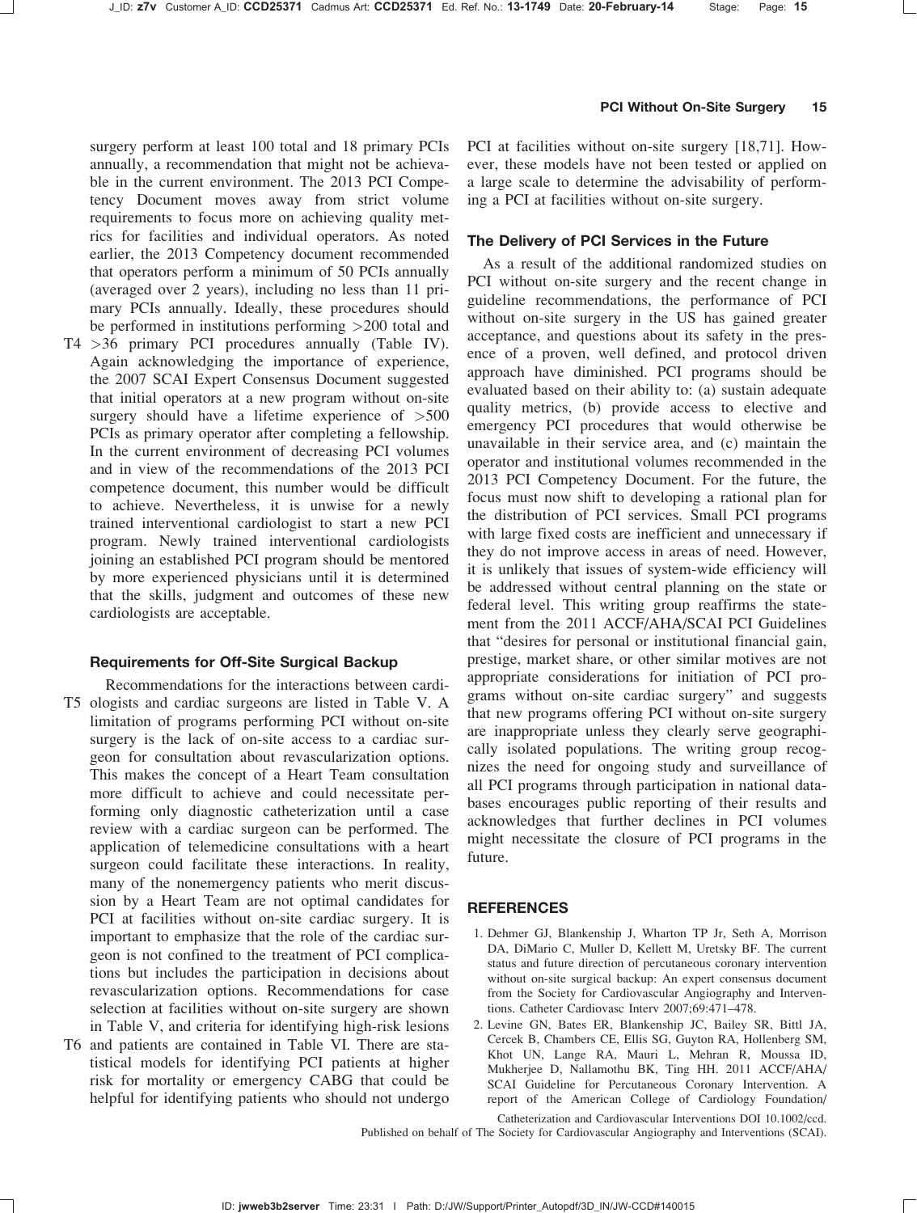surgery perform at least 100 total and 18 primary PCIs annually, a recommendation that might not be achievable in the current environment. The 2013 PCI Competency Document moves away from strict volume requirements to focus more on achieving quality metrics for facilities and individual operators. As noted earlier, the 2013 Competency document recommended that operators perform a minimum of 50 PCIs annually (averaged over 2 years), including no less than 11 primary PCIs annually. Ideally, these procedures should be performed in institutions performing >200 total and >36 primary PCI procedures annually (Table IV). Again acknowledging the importance of experience, the 2007 SCAI Expert Consensus Document suggested that initial operators at a new program without on-site surgery should have a lifetime experience of >500 PCIs as primary operator after completing a fellowship. In the current environment of decreasing PCI volumes and in view of the recommendations of the 2013 PCI competence document, this number would be difficult to achieve. Nevertheless, it is unwise for a newly trained interventional cardiologist to start a new PCI program. Newly trained interventional cardiologists joining an established PCI program should be mentored by more experienced physicians until it is determined that the skills, judgment and outcomes of these new cardiologists are acceptable.

### Requirements for Off-Site Surgical Backup

Recommendations for the interactions between cardiologists and cardiac surgeons are listed in Table V. A limitation of programs performing PCI without on-site surgery is the lack of on-site access to a cardiac surgeon for consultation about revascularization options. This makes the concept of a Heart Team consultation more difficult to achieve and could necessitate performing only diagnostic catheterization until a case review with a cardiac surgeon can be performed. The application of telemedicine consultations with a heart surgeon could facilitate these interactions. In reality, many of the nonemergency patients who merit discussion by a Heart Team are not optimal candidates for PCI at facilities without on-site cardiac surgery. It is important to emphasize that the role of the cardiac surgeon is not confined to the treatment of PCI complications but includes the participation in decisions about revascularization options. Recommendations for case selection at facilities without on-site surgery are shown in Table V, and criteria for identifying high-risk lesions and patients are contained in Table VI. There are statistical models for identifying PCI patients at higher risk for mortality or emergency CABG that could be helpful for identifying patients who should not undergo PCI at facilities without on-site surgery [18,71]. However, these models have not been tested or applied on a large scale to determine the advisability of performing a PCI at facilities without on-site surgery.

### The Delivery of PCI Services in the Future

As a result of the additional randomized studies on PCI without on-site surgery and the recent change in guideline recommendations, the performance of PCI without on-site surgery in the US has gained greater acceptance, and questions about its safety in the presence of a proven, well defined, and protocol driven approach have diminished. PCI programs should be evaluated based on their ability to: (a) sustain adequate quality metrics, (b) provide access to elective and emergency PCI procedures that would otherwise be unavailable in their service area, and (c) maintain the operator and institutional volumes recommended in the 2013 PCI Competency Document. For the future, the focus must now shift to developing a rational plan for the distribution of PCI services. Small PCI programs with large fixed costs are inefficient and unnecessary if they do not improve access in areas of need. However, it is unlikely that issues of system-wide efficiency will be addressed without central planning on the state or federal level. This writing group reaffirms the statement from the 2011 ACCF/AHA/SCAI PCI Guidelines that "desires for personal or institutional financial gain, prestige, market share, or other similar motives are not appropriate considerations for initiation of PCI programs without on-site cardiac surgery" and suggests that new programs offering PCI without on-site surgery are inappropriate unless they clearly serve geographically isolated populations. The writing group recognizes the need for ongoing study and surveillance of all PCI programs through participation in national databases encourages public reporting of their results and acknowledges that further declines in PCI volumes might necessitate the closure of PCI programs in the future.

## REFERENCES

1. Dehmer GJ, Blankenship J, Wharton TP Jr, Seth A, Morrison DA, DiMario C, Muller D, Kellett M, Uretsky BF. The current status and future direction of percutaneous coronary intervention without on-site surgical backup: An expert consensus document from the Society for Cardiovascular Angiography and Interventions. Catheter Cardiovasc Interv 2007;69:471–478.
2. Levine GN, Bates ER, Blankenship JC, Bailey SR, Bittl JA, Cercek B, Chambers CE, Ellis SG, Guyton RA, Hollenberg SM, Khot UN, Lange RA, Mauri L, Mehran R, Moussa ID, Mukherjee D, Nallamothu BK, Ting HH. 2011 ACCF/AHA/SCAI Guideline for Percutaneous Coronary Intervention. A report of the American College of Cardiology Foundation/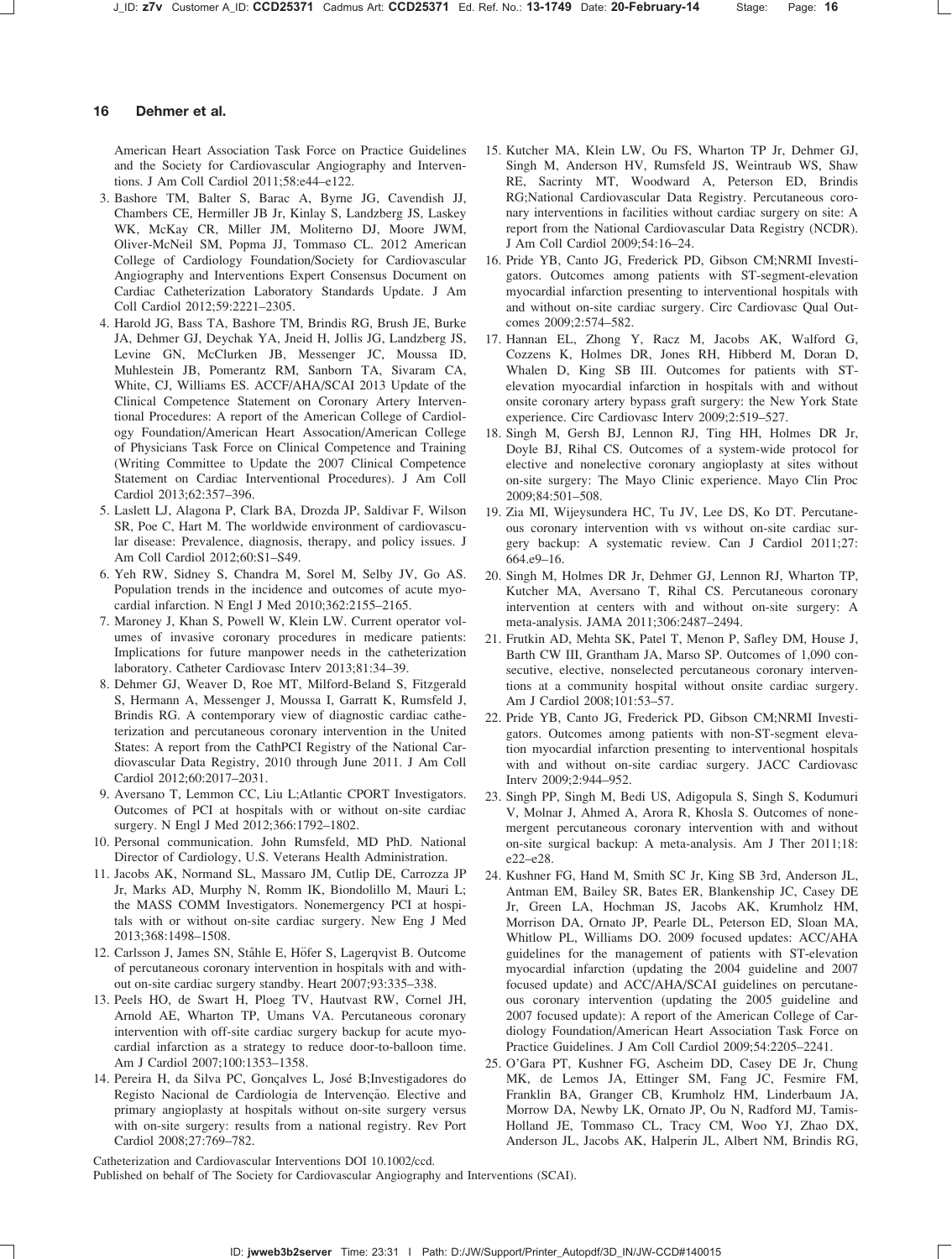American Heart Association Task Force on Practice Guidelines and the Society for Cardiovascular Angiography and Interventions. J Am Coll Cardiol 2011;58:e44–e122.

3. Bashore TM, Balter S, Barac A, Byrne JG, Cavendish JJ, Chambers CE, Hermiller JB Jr, Kinlay S, Landzberg JS, Laskey WK, McKay CR, Miller JM, Moliterno DJ, Moore JWM, Oliver-McNeil SM, Popma JJ, Tommaso CL. 2012 American College of Cardiology Foundation/Society for Cardiovascular Angiography and Interventions Expert Consensus Document on Cardiac Catheterization Laboratory Standards Update. J Am Coll Cardiol 2012;59:2221–2305.
4. Harold JG, Bass TA, Bashore TM, Brindis RG, Brush JE, Burke JA, Dehmer GJ, Deychak YA, Jneid H, Jollis JG, Landzberg JS, Levine GN, McClurken JB, Messenger JC, Moussa ID, Muhlestein JB, Pomerantz RM, Sanborn TA, Sivaram CA, White, CJ, Williams ES. ACCF/AHA/SCAI 2013 Update of the Clinical Competence Statement on Coronary Artery Interventional Procedures: A report of the American College of Cardiology Foundation/American Heart Assocation/American College of Physicians Task Force on Clinical Competence and Training (Writing Committee to Update the 2007 Clinical Competence Statement on Cardiac Interventional Procedures). J Am Coll Cardiol 2013;62:357–396.
5. Laslett LJ, Alagona P, Clark BA, Drozda JP, Saldivar F, Wilson SR, Poe C, Hart M. The worldwide environment of cardiovascular disease: Prevalence, diagnosis, therapy, and policy issues. J Am Coll Cardiol 2012;60:S1–S49.
6. Yeh RW, Sidney S, Chandra M, Sorel M, Selby JV, Go AS. Population trends in the incidence and outcomes of acute myocardial infarction. N Engl J Med 2010;362:2155–2165.
7. Maroney J, Khan S, Powell W, Klein LW. Current operator volumes of invasive coronary procedures in medicare patients: Implications for future manpower needs in the catheterization laboratory. Catheter Cardiovasc Interv 2013;81:34–39.
8. Dehmer GJ, Weaver D, Roe MT, Milford-Beland S, Fitzgerald S, Hermann A, Messenger J, Moussa I, Garratt K, Rumsfeld J, Brindis RG. A contemporary view of diagnostic cardiac catheterization and percutaneous coronary intervention in the United States: A report from the CathPCI Registry of the National Cardiovascular Data Registry, 2010 through June 2011. J Am Coll Cardiol 2012;60:2017–2031.
9. Aversano T, Lemmon CC, Liu L;Atlantic CPORT Investigators. Outcomes of PCI at hospitals with or without on-site cardiac surgery. N Engl J Med 2012;366:1792–1802.
10. Personal communication. John Rumsfeld, MD PhD. National Director of Cardiology, U.S. Veterans Health Administration.
11. Jacobs AK, Normand SL, Massaro JM, Cutlip DE, Carrozza JP Jr, Marks AD, Murphy N, Romm IK, Biondolillo M, Mauri L; the MASS COMM Investigators. Nonemergency PCI at hospitals with or without on-site cardiac surgery. New Eng J Med 2013;368:1498–1508.
12. Carlsson J, James SN, Ståhle E, Höfer S, Lagerqvist B. Outcome of percutaneous coronary intervention in hospitals with and without on-site cardiac surgery standby. Heart 2007;93:335–338.
13. Peels HO, de Swart H, Ploeg TV, Hautvast RW, Cornel JH, Arnold AE, Wharton TP, Umans VA. Percutaneous coronary intervention with off-site cardiac surgery backup for acute myocardial infarction as a strategy to reduce door-to-balloon time. Am J Cardiol 2007;100:1353–1358.
14. Pereira H, da Silva PC, Gonçalves L, José B;Investigadores do Registo Nacional de Cardiologia de Intervenção. Elective and primary angioplasty at hospitals without on-site surgery versus with on-site surgery: results from a national registry. Rev Port Cardiol 2008;27:769–782.
15. Kutcher MA, Klein LW, Ou FS, Wharton TP Jr, Dehmer GJ, Singh M, Anderson HV, Rumsfeld JS, Weintraub WS, Shaw RE, Sacrinty MT, Woodward A, Peterson ED, Brindis RG;National Cardiovascular Data Registry. Percutaneous coronary interventions in facilities without cardiac surgery on site: A report from the National Cardiovascular Data Registry (NCDR). J Am Coll Cardiol 2009;54:16–24.
16. Pride YB, Canto JG, Frederick PD, Gibson CM;NRMI Investigators. Outcomes among patients with ST-segment-elevation myocardial infarction presenting to interventional hospitals with and without on-site cardiac surgery. Circ Cardiovasc Qual Outcomes 2009;2:574–582.
17. Hannan EL, Zhong Y, Racz M, Jacobs AK, Walford G, Cozzens K, Holmes DR, Jones RH, Hibberd M, Doran D, Whalen D, King SB III. Outcomes for patients with ST-elevation myocardial infarction in hospitals with and without onsite coronary artery bypass graft surgery: the New York State experience. Circ Cardiovasc Interv 2009;2:519–527.
18. Singh M, Gersh BJ, Lennon RJ, Ting HH, Holmes DR Jr, Doyle BJ, Rihal CS. Outcomes of a system-wide protocol for elective and nonelective coronary angioplasty at sites without on-site surgery: The Mayo Clinic experience. Mayo Clin Proc 2009;84:501–508.
19. Zia MI, Wijeysundera HC, Tu JV, Lee DS, Ko DT. Percutaneous coronary intervention with vs without on-site cardiac surgery backup: A systematic review. Can J Cardiol 2011;27: 664.e9–16.
20. Singh M, Holmes DR Jr, Dehmer GJ, Lennon RJ, Wharton TP, Kutcher MA, Aversano T, Rihal CS. Percutaneous coronary intervention at centers with and without on-site surgery: A meta-analysis. JAMA 2011;306:2487–2494.
21. Frutkin AD, Mehta SK, Patel T, Menon P, Safley DM, House J, Barth CW III, Grantham JA, Marso SP. Outcomes of 1,090 consecutive, elective, nonselected percutaneous coronary interventions at a community hospital without onsite cardiac surgery. Am J Cardiol 2008;101:53–57.
22. Pride YB, Canto JG, Frederick PD, Gibson CM;NRMI Investigators. Outcomes among patients with non-ST-segment elevation myocardial infarction presenting to interventional hospitals with and without on-site cardiac surgery. JACC Cardiovasc Interv 2009;2:944–952.
23. Singh PP, Singh M, Bedi US, Adigopula S, Singh S, Kodumuri V, Molnar J, Ahmed A, Arora R, Khosla S. Outcomes of nonemergent percutaneous coronary intervention with and without on-site surgical backup: A meta-analysis. Am J Ther 2011;18: e22–e28.
24. Kushner FG, Hand M, Smith SC Jr, King SB 3rd, Anderson JL, Antman EM, Bailey SR, Bates ER, Blankenship JC, Casey DE Jr, Green LA, Hochman JS, Jacobs AK, Krumholz HM, Morrison DA, Ornato JP, Pearle DL, Peterson ED, Sloan MA, Whitlow PL, Williams DO. 2009 focused updates: ACC/AHA guidelines for the management of patients with ST-elevation myocardial infarction (updating the 2004 guideline and 2007 focused update) and ACC/AHA/SCAI guidelines on percutaneous coronary intervention (updating the 2005 guideline and 2007 focused update): A report of the American College of Cardiology Foundation/American Heart Association Task Force on Practice Guidelines. J Am Coll Cardiol 2009;54:2205–2241.
25. O'Gara PT, Kushner FG, Ascheim DD, Casey DE Jr, Chung MK, de Lemos JA, Ettinger SM, Fang JC, Fesmire FM, Franklin BA, Granger CB, Krumholz HM, Linderbaum JA, Morrow DA, Newby LK, Ornato JP, Ou N, Radford MJ, Tamis-Holland JE, Tommaso CL, Tracy CM, Woo YJ, Zhao DX, Anderson JL, Jacobs AK, Halperin JL, Albert NM, Brindis RG,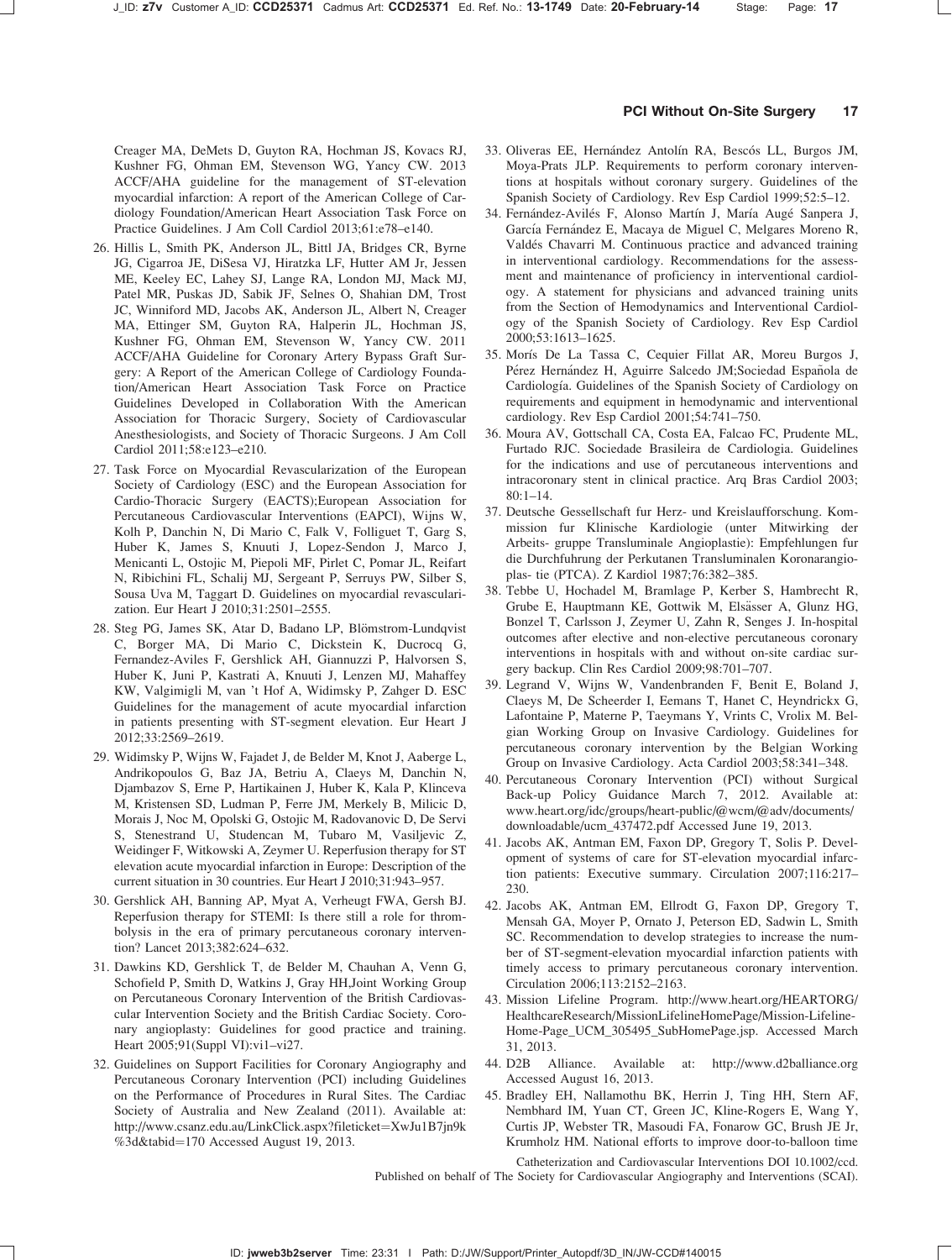Creager MA, DeMets D, Guyton RA, Hochman JS, Kovacs RJ, Kushner FG, Ohman EM, Stevenson WG, Yancy CW. 2013 ACCF/AHA guideline for the management of ST-elevation myocardial infarction: A report of the American College of Cardiology Foundation/American Heart Association Task Force on Practice Guidelines. J Am Coll Cardiol 2013;61:e78–e140.

26. Hillis L, Smith PK, Anderson JL, Bittl JA, Bridges CR, Byrne JG, Cigarroa JE, DiSesa VJ, Hiratzka LF, Hutter AM Jr, Jessen ME, Keeley EC, Lahey SJ, Lange RA, London MJ, Mack MJ, Patel MR, Puskas JD, Sabik JF, Selnes O, Shahian DM, Trost JC, Winniford MD, Jacobs AK, Anderson JL, Albert N, Creager MA, Ettinger SM, Guyton RA, Halperin JL, Hochman JS, Kushner FG, Ohman EM, Stevenson W, Yancy CW. 2011 ACCF/AHA Guideline for Coronary Artery Bypass Graft Surgery: A Report of the American College of Cardiology Foundation/American Heart Association Task Force on Practice Guidelines Developed in Collaboration With the American Association for Thoracic Surgery, Society of Cardiovascular Anesthesiologists, and Society of Thoracic Surgeons. J Am Coll Cardiol 2011;58:e123–e210.
27. Task Force on Myocardial Revascularization of the European Society of Cardiology (ESC) and the European Association for Cardio-Thoracic Surgery (EACTS);European Association for Percutaneous Cardiovascular Interventions (EAPCI), Wijns W, Kolh P, Danchin N, Di Mario C, Falk V, Folliguet T, Garg S, Huber K, James S, Knuuti J, Lopez-Sendon J, Marco J, Menicanti L, Ostojic M, Piepoli MF, Pirlet C, Pomar JL, Reifart N, Ribichini FL, Schalij MJ, Sergeant P, Serruys PW, Silber S, Sousa Uva M, Taggart D. Guidelines on myocardial revascularization. Eur Heart J 2010;31:2501–2555.
28. Steg PG, James SK, Atar D, Badano LP, Blömstrom-Lundqvist C, Borger MA, Di Mario C, Dickstein K, Ducrocq G, Fernandez-Aviles F, Gershlick AH, Giannuzzi P, Halvorsen S, Huber K, Juni P, Kastrati A, Knuuti J, Lenzen MJ, Mahaffey KW, Valgimigli M, van 't Hof A, Widimsky P, Zahger D. ESC Guidelines for the management of acute myocardial infarction in patients presenting with ST-segment elevation. Eur Heart J 2012;33:2569–2619.
29. Widimsky P, Wijns W, Fajadet J, de Belder M, Knot J, Aaberge L, Andrikopoulos G, Baz JA, Betriu A, Claeys M, Danchin N, Djambazov S, Erne P, Hartikainen J, Huber K, Kala P, Klinceva M, Kristensen SD, Ludman P, Ferre JM, Merkely B, Milicic D, Morais J, Noc M, Opolski G, Ostojic M, Radovanovic D, De Servi S, Stenestrand U, Studencan M, Tubaro M, Vasiljevic Z, Weidinger F, Witkowski A, Zeymer U. Reperfusion therapy for ST elevation acute myocardial infarction in Europe: Description of the current situation in 30 countries. Eur Heart J 2010;31:943–957.
30. Gershlick AH, Banning AP, Myat A, Verheugt FWA, Gersh BJ. Reperfusion therapy for STEMI: Is there still a role for thrombolysis in the era of primary percutaneous coronary intervention? Lancet 2013;382:624–632.
31. Dawkins KD, Gershlick T, de Belder M, Chauhan A, Venn G, Schofield P, Smith D, Watkins J, Gray HH,Joint Working Group on Percutaneous Coronary Intervention of the British Cardiovascular Intervention Society and the British Cardiac Society. Coronary angioplasty: Guidelines for good practice and training. Heart 2005;91(Suppl VI):vi1–vi27.
32. Guidelines on Support Facilities for Coronary Angiography and Percutaneous Coronary Intervention (PCI) including Guidelines on the Performance of Procedures in Rural Sites. The Cardiac Society of Australia and New Zealand (2011). Available at: http://www.csanz.edu.au/LinkClick.aspx?fileticket=XwJu1B7jn9k%3d&tabid=170 Accessed August 19, 2013.
33. Oliveras EE, Hernández Antolín RA, Bescós LL, Burgos JM, Moya-Prats JLP. Requirements to perform coronary interventions at hospitals without coronary surgery. Guidelines of the Spanish Society of Cardiology. Rev Esp Cardiol 1999;52:5–12.
34. Fernández-Avilés F, Alonso Martín J, María Augé Sanpera J, García Fernández E, Macaya de Miguel C, Melgares Moreno R, Valdés Chavarri M. Continuous practice and advanced training in interventional cardiology. Recommendations for the assessment and maintenance of proficiency in interventional cardiology. A statement for physicians and advanced training units from the Section of Hemodynamics and Interventional Cardiology of the Spanish Society of Cardiology. Rev Esp Cardiol 2000;53:1613–1625.
35. Morís De La Tassa C, Cequier Fillat AR, Moreu Burgos J, Pérez Hernández H, Aguirre Salcedo JM;Sociedad Española de Cardiología. Guidelines of the Spanish Society of Cardiology on requirements and equipment in hemodynamic and interventional cardiology. Rev Esp Cardiol 2001;54:741–750.
36. Moura AV, Gottschall CA, Costa EA, Falcao FC, Prudente ML, Furtado RJC. Sociedade Brasileira de Cardiologia. Guidelines for the indications and use of percutaneous interventions and intracoronary stent in clinical practice. Arq Bras Cardiol 2003; 80:1–14.
37. Deutsche Gessellschaft fur Herz- und Kreislaufforschung. Kommission fur Klinische Kardiologie (unter Mitwirking der Arbeits- gruppe Transluminale Angioplastie): Empfehlungen fur die Durchfuhrung der Perkutanen Transluminalen Koronarangioplas- tie (PTCA). Z Kardiol 1987;76:382–385.
38. Tebbe U, Hochadel M, Bramlage P, Kerber S, Hambrecht R, Grube E, Hauptmann KE, Gottwik M, Elsässer A, Glunz HG, Bonzel T, Carlsson J, Zeymer U, Zahn R, Senges J. In-hospital outcomes after elective and non-elective percutaneous coronary interventions in hospitals with and without on-site cardiac surgery backup. Clin Res Cardiol 2009;98:701–707.
39. Legrand V, Wijns W, Vandenbranden F, Benit E, Boland J, Claeys M, De Scheerder I, Eemans T, Hanet C, Heyndrickx G, Lafontaine P, Materne P, Taeymans Y, Vrints C, Vrolix M. Belgian Working Group on Invasive Cardiology. Guidelines for percutaneous coronary intervention by the Belgian Working Group on Invasive Cardiology. Acta Cardiol 2003;58:341–348.
40. Percutaneous Coronary Intervention (PCI) without Surgical Back-up Policy Guidance March 7, 2012. Available at: www.heart.org/idc/groups/heart-public/@wcm/@adv/documents/downloadable/ucm_437472.pdf Accessed June 19, 2013.
41. Jacobs AK, Antman EM, Faxon DP, Gregory T, Solis P. Development of systems of care for ST-elevation myocardial infarction patients: Executive summary. Circulation 2007;116:217–230.
42. Jacobs AK, Antman EM, Ellrodt G, Faxon DP, Gregory T, Mensah GA, Moyer P, Ornato J, Peterson ED, Sadwin L, Smith SC. Recommendation to develop strategies to increase the number of ST-segment-elevation myocardial infarction patients with timely access to primary percutaneous coronary intervention. Circulation 2006;113:2152–2163.
43. Mission Lifeline Program. http://www.heart.org/HEARTORG/HealthcareResearch/MissionLifelineHomePage/Mission-Lifeline-Home-Page_UCM_305495_SubHomePage.jsp. Accessed March 31, 2013.
44. D2B Alliance. Available at: http://www.d2balliance.org Accessed August 16, 2013.
45. Bradley EH, Nallamothu BK, Herrin J, Ting HH, Stern AF, Nembhard IM, Yuan CT, Green JC, Kline-Rogers E, Wang Y, Curtis JP, Webster TR, Masoudi FA, Fonarow GC, Brush JE Jr, Krumholz HM. National efforts to improve door-to-balloon time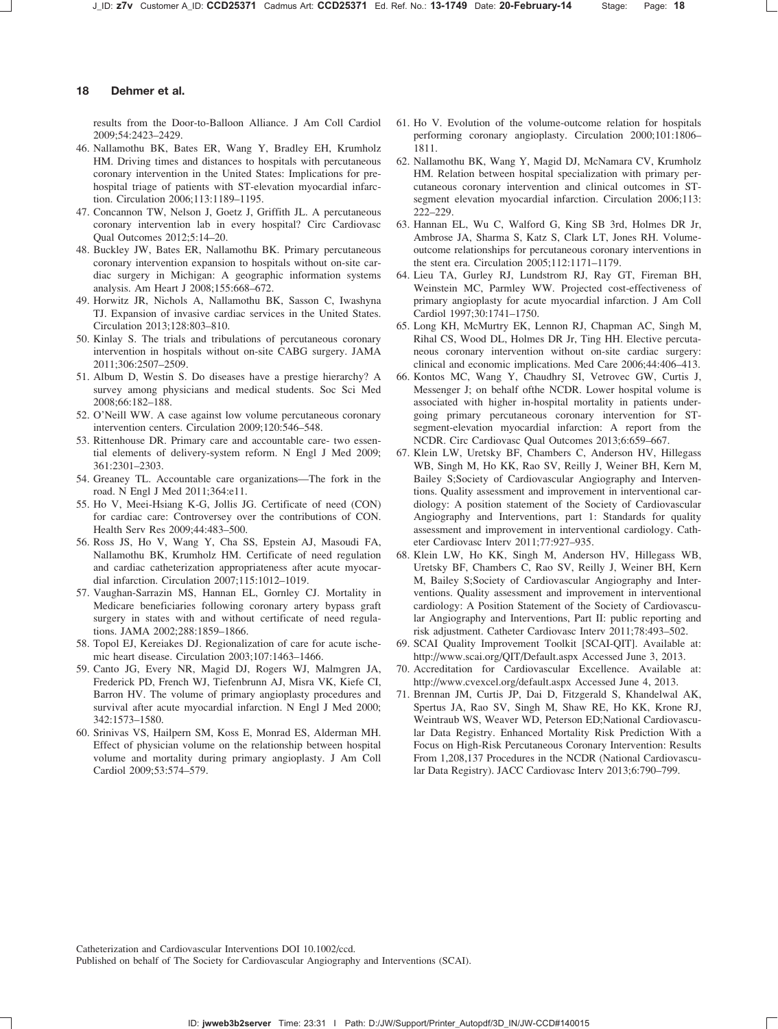results from the Door-to-Balloon Alliance. J Am Coll Cardiol 2009;54:2423–2429.

46. Nallamothu BK, Bates ER, Wang Y, Bradley EH, Krumholz HM. Driving times and distances to hospitals with percutaneous coronary intervention in the United States: Implications for pre-hospital triage of patients with ST-elevation myocardial infarction. Circulation 2006;113:1189–1195.
47. Concannon TW, Nelson J, Goetz J, Griffith JL. A percutaneous coronary intervention lab in every hospital? Circ Cardiovasc Qual Outcomes 2012;5:14–20.
48. Buckley JW, Bates ER, Nallamothu BK. Primary percutaneous coronary intervention expansion to hospitals without on-site cardiac surgery in Michigan: A geographic information systems analysis. Am Heart J 2008;155:668–672.
49. Horwitz JR, Nichols A, Nallamothu BK, Sasson C, Iwashyna TJ. Expansion of invasive cardiac services in the United States. Circulation 2013;128:803–810.
50. Kinlay S. The trials and tribulations of percutaneous coronary intervention in hospitals without on-site CABG surgery. JAMA 2011;306:2507–2509.
51. Album D, Westin S. Do diseases have a prestige hierarchy? A survey among physicians and medical students. Soc Sci Med 2008;66:182–188.
52. O'Neill WW. A case against low volume percutaneous coronary intervention centers. Circulation 2009;120:546–548.
53. Rittenhouse DR. Primary care and accountable care- two essential elements of delivery-system reform. N Engl J Med 2009; 361:2301–2303.
54. Greaney TL. Accountable care organizations—The fork in the road. N Engl J Med 2011;364:e11.
55. Ho V, Meei-Hsiang K-G, Jollis JG. Certificate of need (CON) for cardiac care: Controversey over the contributions of CON. Health Serv Res 2009;44:483–500.
56. Ross JS, Ho V, Wang Y, Cha SS, Epstein AJ, Masoudi FA, Nallamothu BK, Krumholz HM. Certificate of need regulation and cardiac catheterization appropriateness after acute myocardial infarction. Circulation 2007;115:1012–1019.
57. Vaughan-Sarrazin MS, Hannan EL, Gornley CJ. Mortality in Medicare beneficiaries following coronary artery bypass graft surgery in states with and without certificate of need regulations. JAMA 2002;288:1859–1866.
58. Topol EJ, Kereiakes DJ. Regionalization of care for acute ischemic heart disease. Circulation 2003;107:1463–1466.
59. Canto JG, Every NR, Magid DJ, Rogers WJ, Malmgren JA, Frederick PD, French WJ, Tiefenbrunn AJ, Misra VK, Kiefe CI, Barron HV. The volume of primary angioplasty procedures and survival after acute myocardial infarction. N Engl J Med 2000; 342:1573–1580.
60. Srinivas VS, Hailpern SM, Koss E, Monrad ES, Alderman MH. Effect of physician volume on the relationship between hospital volume and mortality during primary angioplasty. J Am Coll Cardiol 2009;53:574–579.
61. Ho V. Evolution of the volume-outcome relation for hospitals performing coronary angioplasty. Circulation 2000;101:1806–1811.
62. Nallamothu BK, Wang Y, Magid DJ, McNamara CV, Krumholz HM. Relation between hospital specialization with primary percutaneous coronary intervention and clinical outcomes in ST-segment elevation myocardial infarction. Circulation 2006;113: 222–229.
63. Hannan EL, Wu C, Walford G, King SB 3rd, Holmes DR Jr, Ambrose JA, Sharma S, Katz S, Clark LT, Jones RH. Volume-outcome relationships for percutaneous coronary interventions in the stent era. Circulation 2005;112:1171–1179.
64. Lieu TA, Gurley RJ, Lundstrom RJ, Ray GT, Fireman BH, Weinstein MC, Parmley WW. Projected cost-effectiveness of primary angioplasty for acute myocardial infarction. J Am Coll Cardiol 1997;30:1741–1750.
65. Long KH, McMurtry EK, Lennon RJ, Chapman AC, Singh M, Rihal CS, Wood DL, Holmes DR Jr, Ting HH. Elective percutaneous coronary intervention without on-site cardiac surgery: clinical and economic implications. Med Care 2006;44:406–413.
66. Kontos MC, Wang Y, Chaudhry SI, Vetrovec GW, Curtis J, Messenger J; on behalf ofthe NCDR. Lower hospital volume is associated with higher in-hospital mortality in patients undergoing primary percutaneous coronary intervention for ST-segment-elevation myocardial infarction: A report from the NCDR. Circ Cardiovasc Qual Outcomes 2013;6:659–667.
67. Klein LW, Uretsky BF, Chambers C, Anderson HV, Hillegass WB, Singh M, Ho KK, Rao SV, Reilly J, Weiner BH, Kern M, Bailey S;Society of Cardiovascular Angiography and Interventions. Quality assessment and improvement in interventional cardiology: A position statement of the Society of Cardiovascular Angiography and Interventions, part 1: Standards for quality assessment and improvement in interventional cardiology. Catheter Cardiovasc Interv 2011;77:927–935.
68. Klein LW, Ho KK, Singh M, Anderson HV, Hillegass WB, Uretsky BF, Chambers C, Rao SV, Reilly J, Weiner BH, Kern M, Bailey S;Society of Cardiovascular Angiography and Interventions. Quality assessment and improvement in interventional cardiology: A Position Statement of the Society of Cardiovascular Angiography and Interventions, Part II: public reporting and risk adjustment. Catheter Cardiovasc Interv 2011;78:493–502.
69. SCAI Quality Improvement Toolkit [SCAI-QIT]. Available at: http://www.scai.org/QIT/Default.aspx Accessed June 3, 2013.
70. Accreditation for Cardiovascular Excellence. Available at: http://www.cvexcel.org/default.aspx Accessed June 4, 2013.
71. Brennan JM, Curtis JP, Dai D, Fitzgerald S, Khandelwal AK, Spertus JA, Rao SV, Singh M, Shaw RE, Ho KK, Krone RJ, Weintraub WS, Weaver WD, Peterson ED;National Cardiovascular Data Registry. Enhanced Mortality Risk Prediction With a Focus on High-Risk Percutaneous Coronary Intervention: Results From 1,208,137 Procedures in the NCDR (National Cardiovascular Data Registry). JACC Cardiovasc Interv 2013;6:790–799.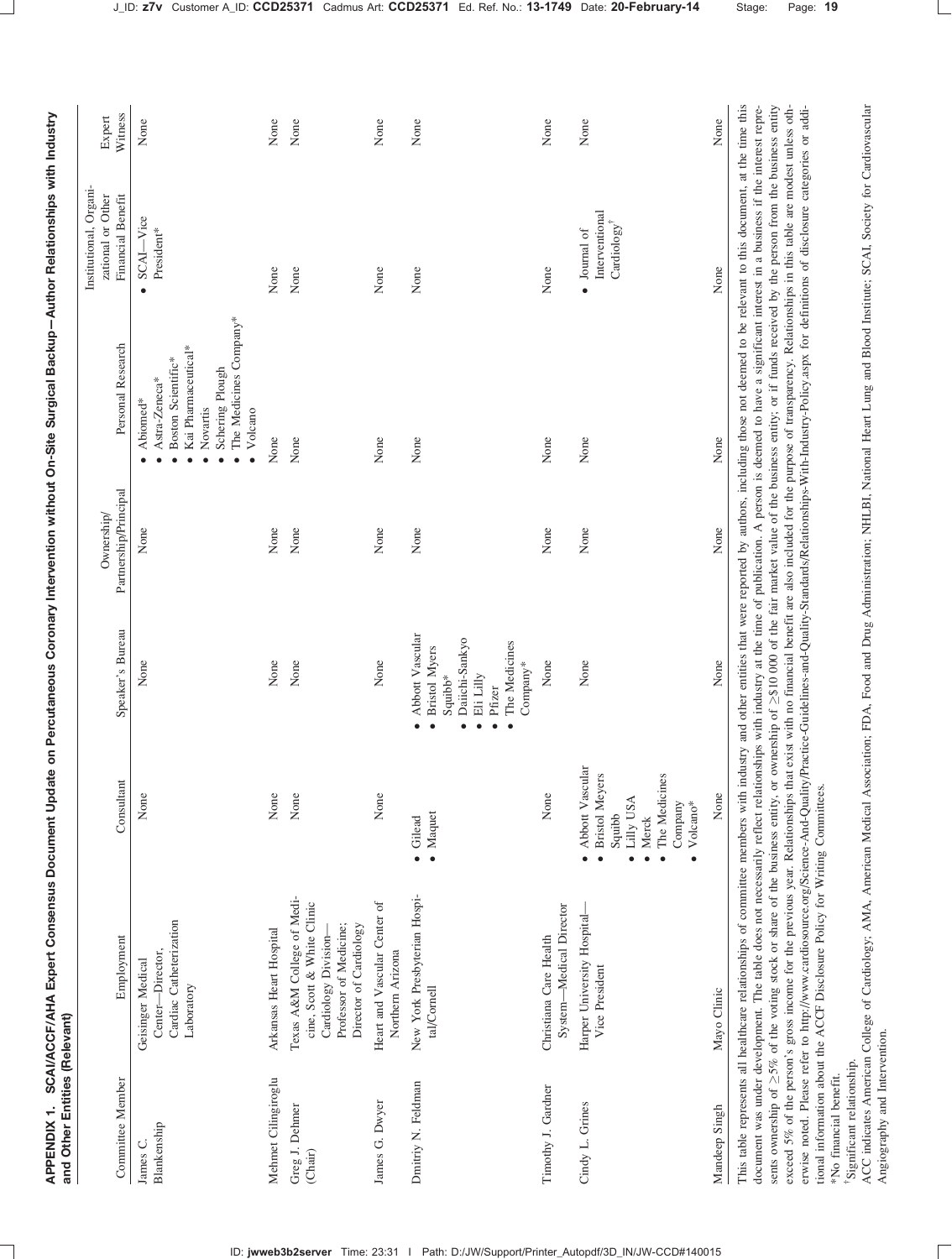**APPENDIX 1. SCAI/ACCF/AHA Expert Consensus Document Update on Percutaneous Coronary Intervention without On-Site Surgical Backup—Author Relationships with Industry and Other Entities (Relevant)**

| Committee Member | Employment | Consultant | Speaker's Bureau | Ownership/ Partnership/Principal | Personal Research | Institutional, Organizational or Other Financial Benefit | Expert Witness |
|---|---|---|---|---|---|---|---|
| James C. Blankenship | Geisinger Medical Center—Director, Cardiac Catheterization Laboratory | None | None | None | • Abiomed* • Astra-Zeneca* • Boston Scientific* • Kai Pharmaceutical* • Novartis • Schering Plough • The Medicines Company* • Volcano | • SCAI—Vice President* | None |
| Mehmet Cilingiroglu | Arkansas Heart Hospital | None | None | None | None | None | None |
| Greg J. Dehmer (Chair) | Texas A&M College of Medicine, Scott & White Clinic Cardiology Division—Professor of Medicine; Director of Cardiology | None | None | None | None | None | None |
| James G. Dwyer | Heart and Vascular Center of Northern Arizona | None | None | None | None | None | None |
| Dmitriy N. Feldman | New York Presbyterian Hospital/Cornell | • Gilead • Maquet | • Abbott Vascular • Bristol Myers Squibb* • Daiichi-Sankyo • Eli Lilly • Pfizer • The Medicines Company* | None | None | None | None |
| Timothy J. Gardner | Christiana Care Health System—Medical Director | None | None | None | None | None | None |
| Cindy L. Grines | Harper University Hospital—Vice President | • Abbott Vascular • Bristol Meyers Squibb • Lilly USA • Merck • The Medicines Company • Volcano* | None | None | None | • Journal of Interventional Cardiology[†] | None |
| Mandeep Singh | Mayo Clinic | None | None | None | None | None | None |

This table represents all healthcare relationships of committee members with industry and other entities that were reported by authors, including those not deemed to be relevant to this document, at the time this document was under development. The table does not necessarily reflect relationships with industry at the time of publication. A person is deemed to have a significant interest in a business if the interest represents ownership of ≥5% of the voting stock or share of the business entity, or ownership of ≥\$10 000 of the fair market value of the business entity; or if funds received by the person from the business entity exceed 5% of the person's gross income for the previous year. Relationships that exist with no financial benefit are also included for the purpose of transparency. Relationships in this table are modest unless otherwise noted. Please refer to http://www.cardiosource.org/Science-And-Quality/Practice-Guidelines-and-Quality-Standards/Relationships-With-Industry-Policy.aspx for definitions of disclosure categories or additional information about the ACCF Disclosure Policy for Writing Committees.

*No financial benefit.

[†]Significant relationship.

ACC indicates American College of Cardiology; AMA, American Medical Association; FDA, Food and Drug Administration; NHLBI, National Heart Lung and Blood Institute; SCAI, Society for Cardiovascular Angiography and Intervention.